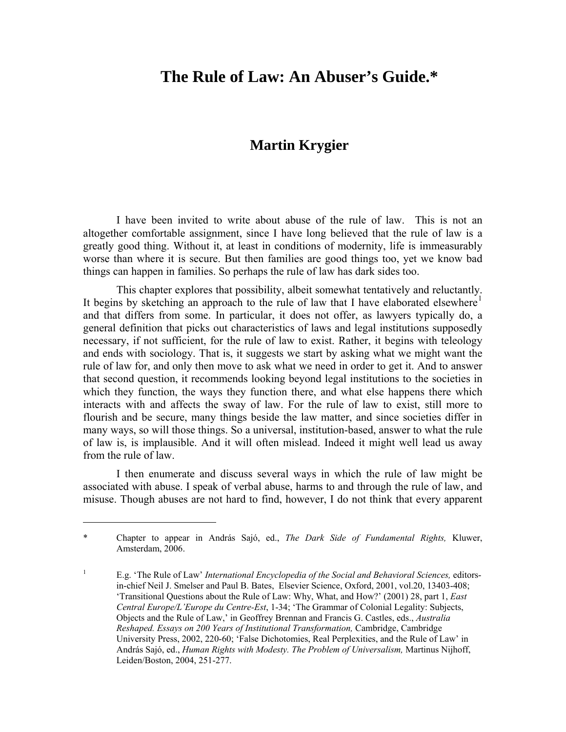# The Rule of Law: An Abuser's Guide.*

## Martin Krygier

I have been invited to write about abuse of the rule of law. This is not an altogether comfortable assignment, since I have long believed that the rule of law is a greatly good thing. Without it, at least in conditions of modernity, life is immeasurably worse than where it is secure. But then families are good things too, yet we know bad things can happen in families. So perhaps the rule of law has dark sides too.

This chapter explores that possibility, albeit somewhat tentatively and reluctantly. It begins by sketching an approach to the rule of law that I have elaborated elsewhere[1] and that differs from some. In particular, it does not offer, as lawyers typically do, a general definition that picks out characteristics of laws and legal institutions supposedly necessary, if not sufficient, for the rule of law to exist. Rather, it begins with teleology and ends with sociology. That is, it suggests we start by asking what we might want the rule of law for, and only then move to ask what we need in order to get it. And to answer that second question, it recommends looking beyond legal institutions to the societies in which they function, the ways they function there, and what else happens there which interacts with and affects the sway of law. For the rule of law to exist, still more to flourish and be secure, many things beside the law matter, and since societies differ in many ways, so will those things. So a universal, institution-based, answer to what the rule of law is, is implausible. And it will often mislead. Indeed it might well lead us away from the rule of law.

I then enumerate and discuss several ways in which the rule of law might be associated with abuse. I speak of verbal abuse, harms to and through the rule of law, and misuse. Though abuses are not hard to find, however, I do not think that every apparent

---

\* Chapter to appear in András Sajó, ed., *The Dark Side of Fundamental Rights,* Kluwer, Amsterdam, 2006.

[1] E.g. 'The Rule of Law' *International Encyclopedia of the Social and Behavioral Sciences,* editors-in-chief Neil J. Smelser and Paul B. Bates, Elsevier Science, Oxford, 2001, vol.20, 13403-408; 'Transitional Questions about the Rule of Law: Why, What, and How?' (2001) 28, part 1, *East Central Europe/L'Europe du Centre-Est*, 1-34; 'The Grammar of Colonial Legality: Subjects, Objects and the Rule of Law,' in Geoffrey Brennan and Francis G. Castles, eds., *Australia Reshaped. Essays on 200 Years of Institutional Transformation,* Cambridge, Cambridge University Press, 2002, 220-60; 'False Dichotomies, Real Perplexities, and the Rule of Law' in András Sajó, ed., *Human Rights with Modesty. The Problem of Universalism,* Martinus Nijhoff, Leiden/Boston, 2004, 251-277.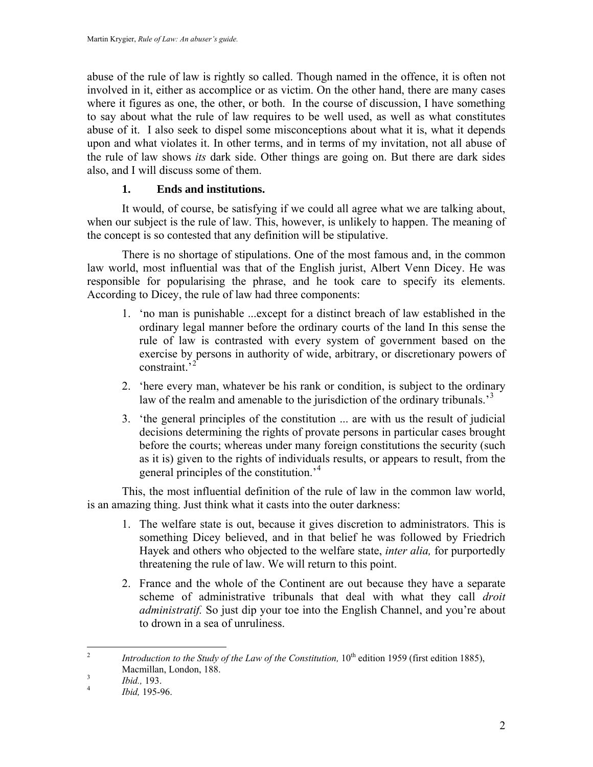abuse of the rule of law is rightly so called. Though named in the offence, it is often not involved in it, either as accomplice or as victim. On the other hand, there are many cases where it figures as one, the other, or both. In the course of discussion, I have something to say about what the rule of law requires to be well used, as well as what constitutes abuse of it. I also seek to dispel some misconceptions about what it is, what it depends upon and what violates it. In other terms, and in terms of my invitation, not all abuse of the rule of law shows *its* dark side. Other things are going on. But there are dark sides also, and I will discuss some of them.

## 1. Ends and institutions.

It would, of course, be satisfying if we could all agree what we are talking about, when our subject is the rule of law. This, however, is unlikely to happen. The meaning of the concept is so contested that any definition will be stipulative.

There is no shortage of stipulations. One of the most famous and, in the common law world, most influential was that of the English jurist, Albert Venn Dicey. He was responsible for popularising the phrase, and he took care to specify its elements. According to Dicey, the rule of law had three components:

1. 'no man is punishable ...except for a distinct breach of law established in the ordinary legal manner before the ordinary courts of the land In this sense the rule of law is contrasted with every system of government based on the exercise by persons in authority of wide, arbitrary, or discretionary powers of constraint.'[2]
2. 'here every man, whatever be his rank or condition, is subject to the ordinary law of the realm and amenable to the jurisdiction of the ordinary tribunals.'[3]
3. 'the general principles of the constitution ... are with us the result of judicial decisions determining the rights of provate persons in particular cases brought before the courts; whereas under many foreign constitutions the security (such as it is) given to the rights of individuals results, or appears to result, from the general principles of the constitution.'[4]

This, the most influential definition of the rule of law in the common law world, is an amazing thing. Just think what it casts into the outer darkness:

1. The welfare state is out, because it gives discretion to administrators. This is something Dicey believed, and in that belief he was followed by Friedrich Hayek and others who objected to the welfare state, *inter alia,* for purportedly threatening the rule of law. We will return to this point.
2. France and the whole of the Continent are out because they have a separate scheme of administrative tribunals that deal with what they call *droit administratif.* So just dip your toe into the English Channel, and you're about to drown in a sea of unruliness.

---

[2] *Introduction to the Study of the Law of the Constitution,* 10th edition 1959 (first edition 1885), Macmillan, London, 188.

[3] *Ibid.,* 193.

[4] *Ibid,* 195-96.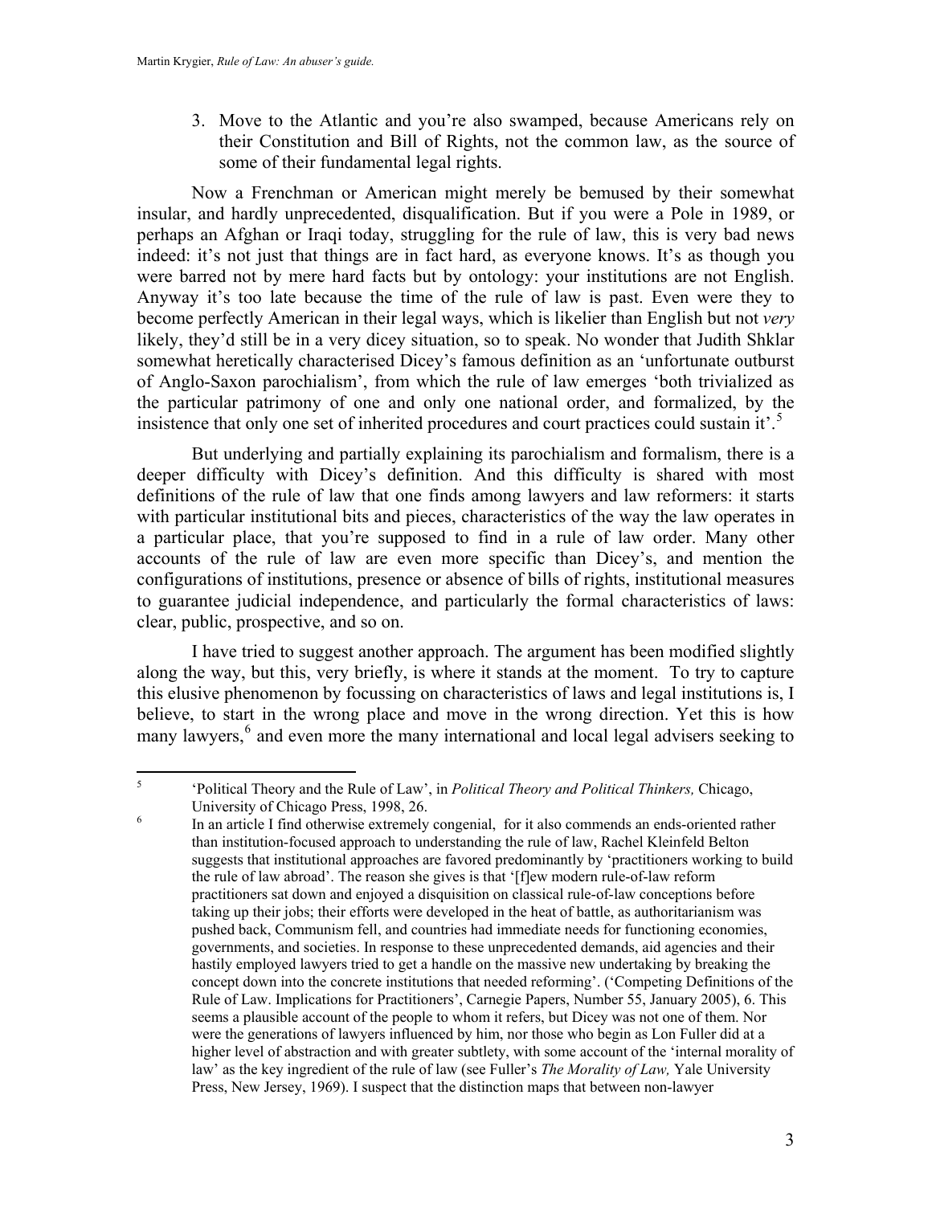3. Move to the Atlantic and you're also swamped, because Americans rely on their Constitution and Bill of Rights, not the common law, as the source of some of their fundamental legal rights.

Now a Frenchman or American might merely be bemused by their somewhat insular, and hardly unprecedented, disqualification. But if you were a Pole in 1989, or perhaps an Afghan or Iraqi today, struggling for the rule of law, this is very bad news indeed: it's not just that things are in fact hard, as everyone knows. It's as though you were barred not by mere hard facts but by ontology: your institutions are not English. Anyway it's too late because the time of the rule of law is past. Even were they to become perfectly American in their legal ways, which is likelier than English but not *very* likely, they'd still be in a very dicey situation, so to speak. No wonder that Judith Shklar somewhat heretically characterised Dicey's famous definition as an 'unfortunate outburst of Anglo-Saxon parochialism', from which the rule of law emerges 'both trivialized as the particular patrimony of one and only one national order, and formalized, by the insistence that only one set of inherited procedures and court practices could sustain it'.[5]

But underlying and partially explaining its parochialism and formalism, there is a deeper difficulty with Dicey's definition. And this difficulty is shared with most definitions of the rule of law that one finds among lawyers and law reformers: it starts with particular institutional bits and pieces, characteristics of the way the law operates in a particular place, that you're supposed to find in a rule of law order. Many other accounts of the rule of law are even more specific than Dicey's, and mention the configurations of institutions, presence or absence of bills of rights, institutional measures to guarantee judicial independence, and particularly the formal characteristics of laws: clear, public, prospective, and so on.

I have tried to suggest another approach. The argument has been modified slightly along the way, but this, very briefly, is where it stands at the moment. To try to capture this elusive phenomenon by focussing on characteristics of laws and legal institutions is, I believe, to start in the wrong place and move in the wrong direction. Yet this is how many lawyers,[6] and even more the many international and local legal advisers seeking to

---

[5] 'Political Theory and the Rule of Law', in *Political Theory and Political Thinkers,* Chicago, University of Chicago Press, 1998, 26.

[6] In an article I find otherwise extremely congenial, for it also commends an ends-oriented rather than institution-focused approach to understanding the rule of law, Rachel Kleinfeld Belton suggests that institutional approaches are favored predominantly by 'practitioners working to build the rule of law abroad'. The reason she gives is that '[f]ew modern rule-of-law reform practitioners sat down and enjoyed a disquisition on classical rule-of-law conceptions before taking up their jobs; their efforts were developed in the heat of battle, as authoritarianism was pushed back, Communism fell, and countries had immediate needs for functioning economies, governments, and societies. In response to these unprecedented demands, aid agencies and their hastily employed lawyers tried to get a handle on the massive new undertaking by breaking the concept down into the concrete institutions that needed reforming'. ('Competing Definitions of the Rule of Law. Implications for Practitioners', Carnegie Papers, Number 55, January 2005), 6. This seems a plausible account of the people to whom it refers, but Dicey was not one of them. Nor were the generations of lawyers influenced by him, nor those who begin as Lon Fuller did at a higher level of abstraction and with greater subtlety, with some account of the 'internal morality of law' as the key ingredient of the rule of law (see Fuller's *The Morality of Law,* Yale University Press, New Jersey, 1969). I suspect that the distinction maps that between non-lawyer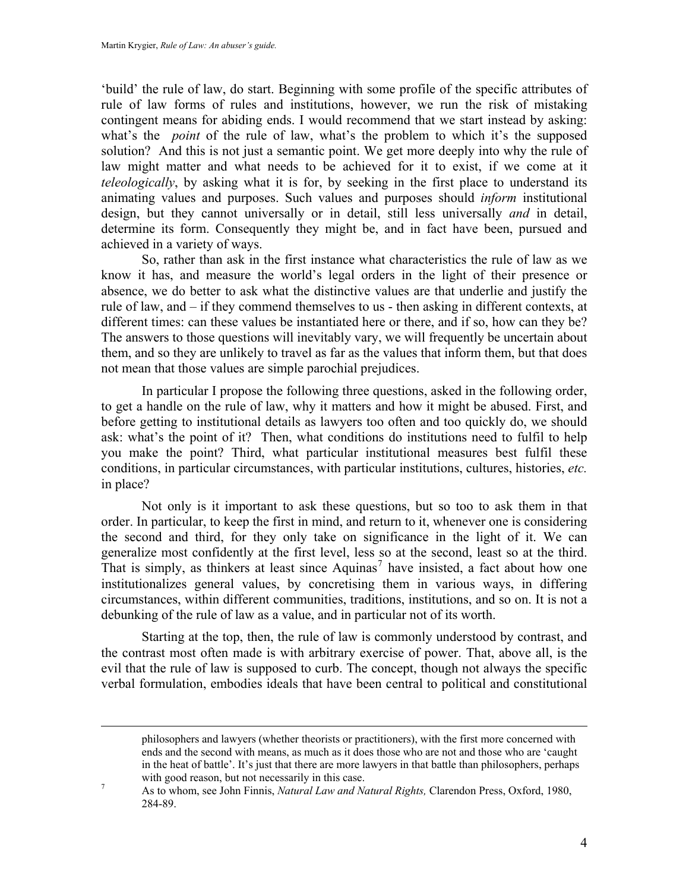'build' the rule of law, do start. Beginning with some profile of the specific attributes of rule of law forms of rules and institutions, however, we run the risk of mistaking contingent means for abiding ends. I would recommend that we start instead by asking: what's the *point* of the rule of law, what's the problem to which it's the supposed solution? And this is not just a semantic point. We get more deeply into why the rule of law might matter and what needs to be achieved for it to exist, if we come at it *teleologically*, by asking what it is for, by seeking in the first place to understand its animating values and purposes. Such values and purposes should *inform* institutional design, but they cannot universally or in detail, still less universally *and* in detail, determine its form. Consequently they might be, and in fact have been, pursued and achieved in a variety of ways.

So, rather than ask in the first instance what characteristics the rule of law as we know it has, and measure the world's legal orders in the light of their presence or absence, we do better to ask what the distinctive values are that underlie and justify the rule of law, and – if they commend themselves to us - then asking in different contexts, at different times: can these values be instantiated here or there, and if so, how can they be? The answers to those questions will inevitably vary, we will frequently be uncertain about them, and so they are unlikely to travel as far as the values that inform them, but that does not mean that those values are simple parochial prejudices.

In particular I propose the following three questions, asked in the following order, to get a handle on the rule of law, why it matters and how it might be abused. First, and before getting to institutional details as lawyers too often and too quickly do, we should ask: what's the point of it? Then, what conditions do institutions need to fulfil to help you make the point? Third, what particular institutional measures best fulfil these conditions, in particular circumstances, with particular institutions, cultures, histories, *etc.* in place?

Not only is it important to ask these questions, but so too to ask them in that order. In particular, to keep the first in mind, and return to it, whenever one is considering the second and third, for they only take on significance in the light of it. We can generalize most confidently at the first level, less so at the second, least so at the third. That is simply, as thinkers at least since Aquinas[7] have insisted, a fact about how one institutionalizes general values, by concretising them in various ways, in differing circumstances, within different communities, traditions, institutions, and so on. It is not a debunking of the rule of law as a value, and in particular not of its worth.

Starting at the top, then, the rule of law is commonly understood by contrast, and the contrast most often made is with arbitrary exercise of power. That, above all, is the evil that the rule of law is supposed to curb. The concept, though not always the specific verbal formulation, embodies ideals that have been central to political and constitutional

---

philosophers and lawyers (whether theorists or practitioners), with the first more concerned with ends and the second with means, as much as it does those who are not and those who are 'caught in the heat of battle'. It's just that there are more lawyers in that battle than philosophers, perhaps with good reason, but not necessarily in this case.

[7] As to whom, see John Finnis, *Natural Law and Natural Rights,* Clarendon Press, Oxford, 1980, 284-89.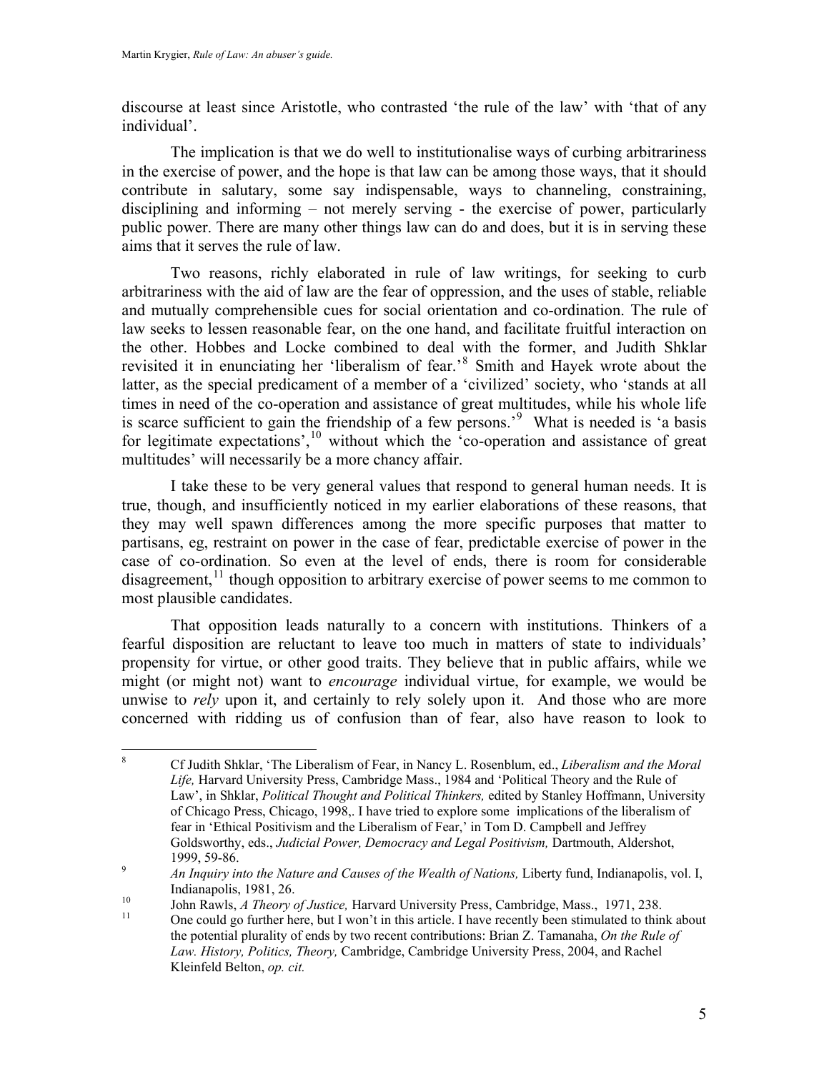discourse at least since Aristotle, who contrasted 'the rule of the law' with 'that of any individual'.

The implication is that we do well to institutionalise ways of curbing arbitrariness in the exercise of power, and the hope is that law can be among those ways, that it should contribute in salutary, some say indispensable, ways to channeling, constraining, disciplining and informing – not merely serving - the exercise of power, particularly public power. There are many other things law can do and does, but it is in serving these aims that it serves the rule of law.

Two reasons, richly elaborated in rule of law writings, for seeking to curb arbitrariness with the aid of law are the fear of oppression, and the uses of stable, reliable and mutually comprehensible cues for social orientation and co-ordination. The rule of law seeks to lessen reasonable fear, on the one hand, and facilitate fruitful interaction on the other. Hobbes and Locke combined to deal with the former, and Judith Shklar revisited it in enunciating her 'liberalism of fear.'[8] Smith and Hayek wrote about the latter, as the special predicament of a member of a 'civilized' society, who 'stands at all times in need of the co-operation and assistance of great multitudes, while his whole life is scarce sufficient to gain the friendship of a few persons.'[9] What is needed is 'a basis for legitimate expectations',[10] without which the 'co-operation and assistance of great multitudes' will necessarily be a more chancy affair.

I take these to be very general values that respond to general human needs. It is true, though, and insufficiently noticed in my earlier elaborations of these reasons, that they may well spawn differences among the more specific purposes that matter to partisans, eg, restraint on power in the case of fear, predictable exercise of power in the case of co-ordination. So even at the level of ends, there is room for considerable disagreement,[11] though opposition to arbitrary exercise of power seems to me common to most plausible candidates.

That opposition leads naturally to a concern with institutions. Thinkers of a fearful disposition are reluctant to leave too much in matters of state to individuals' propensity for virtue, or other good traits. They believe that in public affairs, while we might (or might not) want to *encourage* individual virtue, for example, we would be unwise to *rely* upon it, and certainly to rely solely upon it. And those who are more concerned with ridding us of confusion than of fear, also have reason to look to

---

[8] Cf Judith Shklar, 'The Liberalism of Fear, in Nancy L. Rosenblum, ed., *Liberalism and the Moral Life,* Harvard University Press, Cambridge Mass., 1984 and 'Political Theory and the Rule of Law', in Shklar, *Political Thought and Political Thinkers,* edited by Stanley Hoffmann, University of Chicago Press, Chicago, 1998,. I have tried to explore some implications of the liberalism of fear in 'Ethical Positivism and the Liberalism of Fear,' in Tom D. Campbell and Jeffrey Goldsworthy, eds., *Judicial Power, Democracy and Legal Positivism,* Dartmouth, Aldershot, 1999, 59-86.

[9] *An Inquiry into the Nature and Causes of the Wealth of Nations,* Liberty fund, Indianapolis, vol. I, Indianapolis, 1981, 26.

[10] John Rawls, *A Theory of Justice,* Harvard University Press, Cambridge, Mass., 1971, 238.

[11] One could go further here, but I won't in this article. I have recently been stimulated to think about the potential plurality of ends by two recent contributions: Brian Z. Tamanaha, *On the Rule of Law. History, Politics, Theory,* Cambridge, Cambridge University Press, 2004, and Rachel Kleinfeld Belton, *op. cit.*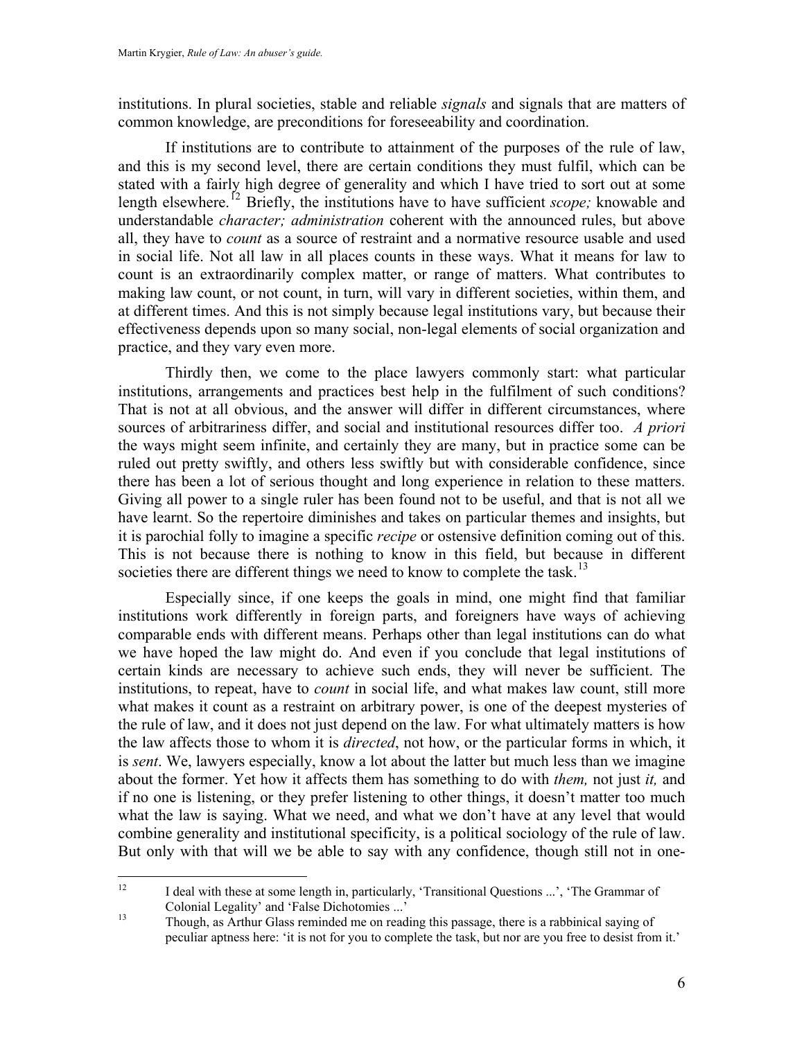institutions. In plural societies, stable and reliable *signals* and signals that are matters of common knowledge, are preconditions for foreseeability and coordination.

If institutions are to contribute to attainment of the purposes of the rule of law, and this is my second level, there are certain conditions they must fulfil, which can be stated with a fairly high degree of generality and which I have tried to sort out at some length elsewhere.[12] Briefly, the institutions have to have sufficient *scope;* knowable and understandable *character; administration* coherent with the announced rules, but above all, they have to *count* as a source of restraint and a normative resource usable and used in social life. Not all law in all places counts in these ways. What it means for law to count is an extraordinarily complex matter, or range of matters. What contributes to making law count, or not count, in turn, will vary in different societies, within them, and at different times. And this is not simply because legal institutions vary, but because their effectiveness depends upon so many social, non-legal elements of social organization and practice, and they vary even more.

Thirdly then, we come to the place lawyers commonly start: what particular institutions, arrangements and practices best help in the fulfilment of such conditions? That is not at all obvious, and the answer will differ in different circumstances, where sources of arbitrariness differ, and social and institutional resources differ too. *A priori* the ways might seem infinite, and certainly they are many, but in practice some can be ruled out pretty swiftly, and others less swiftly but with considerable confidence, since there has been a lot of serious thought and long experience in relation to these matters. Giving all power to a single ruler has been found not to be useful, and that is not all we have learnt. So the repertoire diminishes and takes on particular themes and insights, but it is parochial folly to imagine a specific *recipe* or ostensive definition coming out of this. This is not because there is nothing to know in this field, but because in different societies there are different things we need to know to complete the task.[13]

Especially since, if one keeps the goals in mind, one might find that familiar institutions work differently in foreign parts, and foreigners have ways of achieving comparable ends with different means. Perhaps other than legal institutions can do what we have hoped the law might do. And even if you conclude that legal institutions of certain kinds are necessary to achieve such ends, they will never be sufficient. The institutions, to repeat, have to *count* in social life, and what makes law count, still more what makes it count as a restraint on arbitrary power, is one of the deepest mysteries of the rule of law, and it does not just depend on the law. For what ultimately matters is how the law affects those to whom it is *directed*, not how, or the particular forms in which, it is *sent*. We, lawyers especially, know a lot about the latter but much less than we imagine about the former. Yet how it affects them has something to do with *them,* not just *it,* and if no one is listening, or they prefer listening to other things, it doesn't matter too much what the law is saying. What we need, and what we don't have at any level that would combine generality and institutional specificity, is a political sociology of the rule of law. But only with that will we be able to say with any confidence, though still not in one-

---

[12] I deal with these at some length in, particularly, 'Transitional Questions ...', 'The Grammar of Colonial Legality' and 'False Dichotomies ...'

[13] Though, as Arthur Glass reminded me on reading this passage, there is a rabbinical saying of peculiar aptness here: 'it is not for you to complete the task, but nor are you free to desist from it.'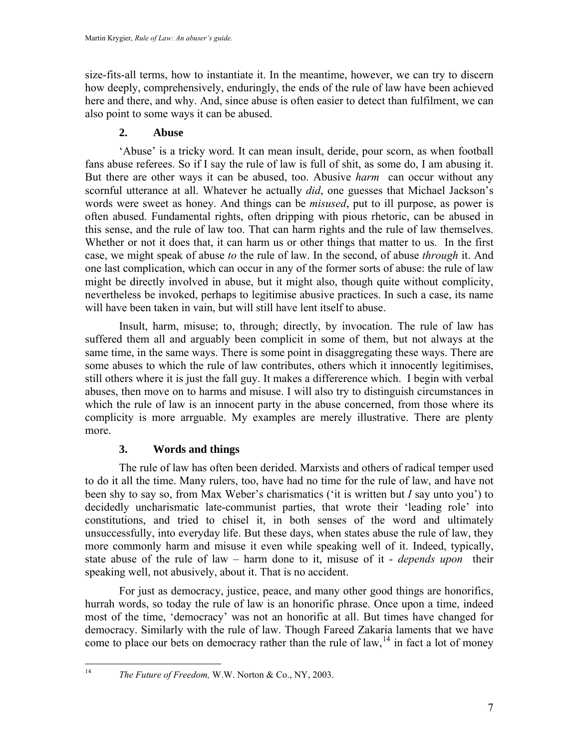size-fits-all terms, how to instantiate it. In the meantime, however, we can try to discern how deeply, comprehensively, enduringly, the ends of the rule of law have been achieved here and there, and why. And, since abuse is often easier to detect than fulfilment, we can also point to some ways it can be abused.

## 2. Abuse

'Abuse' is a tricky word. It can mean insult, deride, pour scorn, as when football fans abuse referees. So if I say the rule of law is full of shit, as some do, I am abusing it. But there are other ways it can be abused, too. Abusive *harm* can occur without any scornful utterance at all. Whatever he actually *did*, one guesses that Michael Jackson's words were sweet as honey. And things can be *misused*, put to ill purpose, as power is often abused. Fundamental rights, often dripping with pious rhetoric, can be abused in this sense, and the rule of law too. That can harm rights and the rule of law themselves. Whether or not it does that, it can harm us or other things that matter to us. In the first case, we might speak of abuse *to* the rule of law. In the second, of abuse *through* it. And one last complication, which can occur in any of the former sorts of abuse: the rule of law might be directly involved in abuse, but it might also, though quite without complicity, nevertheless be invoked, perhaps to legitimise abusive practices. In such a case, its name will have been taken in vain, but will still have lent itself to abuse.

Insult, harm, misuse; to, through; directly, by invocation. The rule of law has suffered them all and arguably been complicit in some of them, but not always at the same time, in the same ways. There is some point in disaggregating these ways. There are some abuses to which the rule of law contributes, others which it innocently legitimises, still others where it is just the fall guy. It makes a differerence which. I begin with verbal abuses, then move on to harms and misuse. I will also try to distinguish circumstances in which the rule of law is an innocent party in the abuse concerned, from those where its complicity is more arrguable. My examples are merely illustrative. There are plenty more.

## 3. Words and things

The rule of law has often been derided. Marxists and others of radical temper used to do it all the time. Many rulers, too, have had no time for the rule of law, and have not been shy to say so, from Max Weber's charismatics ('it is written but *I* say unto you') to decidedly uncharismatic late-communist parties, that wrote their 'leading role' into constitutions, and tried to chisel it, in both senses of the word and ultimately unsuccessfully, into everyday life. But these days, when states abuse the rule of law, they more commonly harm and misuse it even while speaking well of it. Indeed, typically, state abuse of the rule of law – harm done to it, misuse of it - *depends upon* their speaking well, not abusively, about it. That is no accident.

For just as democracy, justice, peace, and many other good things are honorifics, hurrah words, so today the rule of law is an honorific phrase. Once upon a time, indeed most of the time, 'democracy' was not an honorific at all. But times have changed for democracy. Similarly with the rule of law. Though Fareed Zakaria laments that we have come to place our bets on democracy rather than the rule of law,[14] in fact a lot of money

[14] *The Future of Freedom,* W.W. Norton & Co., NY, 2003.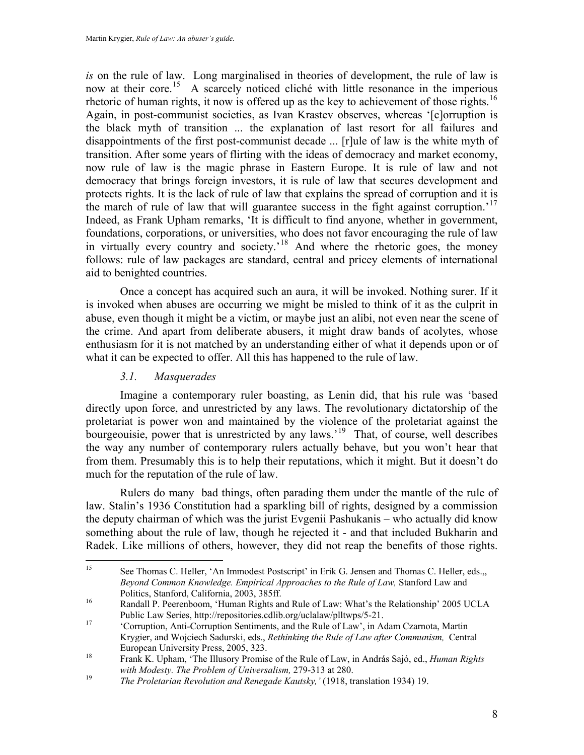*is* on the rule of law. Long marginalised in theories of development, the rule of law is now at their core.[15] A scarcely noticed cliché with little resonance in the imperious rhetoric of human rights, it now is offered up as the key to achievement of those rights.[16] Again, in post-communist societies, as Ivan Krastev observes, whereas '[c]orruption is the black myth of transition ... the explanation of last resort for all failures and disappointments of the first post-communist decade ... [r]ule of law is the white myth of transition. After some years of flirting with the ideas of democracy and market economy, now rule of law is the magic phrase in Eastern Europe. It is rule of law and not democracy that brings foreign investors, it is rule of law that secures development and protects rights. It is the lack of rule of law that explains the spread of corruption and it is the march of rule of law that will guarantee success in the fight against corruption.'[17] Indeed, as Frank Upham remarks, 'It is difficult to find anyone, whether in government, foundations, corporations, or universities, who does not favor encouraging the rule of law in virtually every country and society.'[18] And where the rhetoric goes, the money follows: rule of law packages are standard, central and pricey elements of international aid to benighted countries.

Once a concept has acquired such an aura, it will be invoked. Nothing surer. If it is invoked when abuses are occurring we might be misled to think of it as the culprit in abuse, even though it might be a victim, or maybe just an alibi, not even near the scene of the crime. And apart from deliberate abusers, it might draw bands of acolytes, whose enthusiasm for it is not matched by an understanding either of what it depends upon or of what it can be expected to offer. All this has happened to the rule of law.

### *3.1. Masquerades*

Imagine a contemporary ruler boasting, as Lenin did, that his rule was 'based directly upon force, and unrestricted by any laws. The revolutionary dictatorship of the proletariat is power won and maintained by the violence of the proletariat against the bourgeouisie, power that is unrestricted by any laws.'[19] That, of course, well describes the way any number of contemporary rulers actually behave, but you won't hear that from them. Presumably this is to help their reputations, which it might. But it doesn't do much for the reputation of the rule of law.

Rulers do many bad things, often parading them under the mantle of the rule of law. Stalin's 1936 Constitution had a sparkling bill of rights, designed by a commission the deputy chairman of which was the jurist Evgenii Pashukanis – who actually did know something about the rule of law, though he rejected it - and that included Bukharin and Radek. Like millions of others, however, they did not reap the benefits of those rights.

---

[15] See Thomas C. Heller, 'An Immodest Postscript' in Erik G. Jensen and Thomas C. Heller, eds.,, *Beyond Common Knowledge. Empirical Approaches to the Rule of Law,* Stanford Law and Politics, Stanford, California, 2003, 385ff.

[16] Randall P. Peerenboom, 'Human Rights and Rule of Law: What's the Relationship' 2005 UCLA Public Law Series, http://repositories.cdlib.org/uclalaw/plltwps/5-21.

[17] 'Corruption, Anti-Corruption Sentiments, and the Rule of Law', in Adam Czarnota, Martin Krygier, and Wojciech Sadurski, eds., *Rethinking the Rule of Law after Communism,* Central European University Press, 2005, 323.

[18] Frank K. Upham, 'The Illusory Promise of the Rule of Law, in András Sajó, ed., *Human Rights with Modesty. The Problem of Universalism,* 279-313 at 280.

[19] *The Proletarian Revolution and Renegade Kautsky,'* (1918, translation 1934) 19.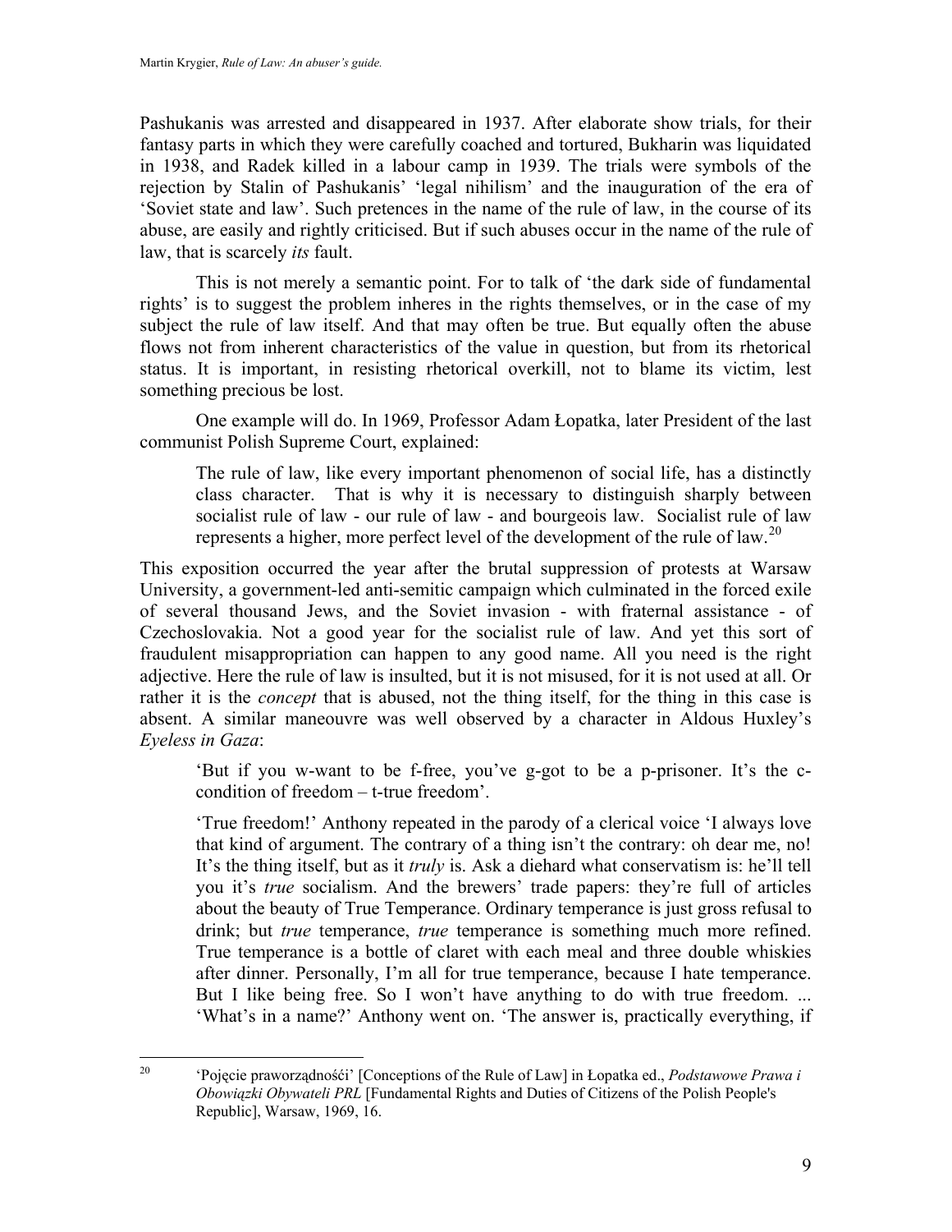Pashukanis was arrested and disappeared in 1937. After elaborate show trials, for their fantasy parts in which they were carefully coached and tortured, Bukharin was liquidated in 1938, and Radek killed in a labour camp in 1939. The trials were symbols of the rejection by Stalin of Pashukanis' 'legal nihilism' and the inauguration of the era of 'Soviet state and law'. Such pretences in the name of the rule of law, in the course of its abuse, are easily and rightly criticised. But if such abuses occur in the name of the rule of law, that is scarcely *its* fault.

This is not merely a semantic point. For to talk of 'the dark side of fundamental rights' is to suggest the problem inheres in the rights themselves, or in the case of my subject the rule of law itself. And that may often be true. But equally often the abuse flows not from inherent characteristics of the value in question, but from its rhetorical status. It is important, in resisting rhetorical overkill, not to blame its victim, lest something precious be lost.

One example will do. In 1969, Professor Adam Łopatka, later President of the last communist Polish Supreme Court, explained:

> The rule of law, like every important phenomenon of social life, has a distinctly class character. That is why it is necessary to distinguish sharply between socialist rule of law - our rule of law - and bourgeois law. Socialist rule of law represents a higher, more perfect level of the development of the rule of law.[20]

This exposition occurred the year after the brutal suppression of protests at Warsaw University, a government-led anti-semitic campaign which culminated in the forced exile of several thousand Jews, and the Soviet invasion - with fraternal assistance - of Czechoslovakia. Not a good year for the socialist rule of law. And yet this sort of fraudulent misappropriation can happen to any good name. All you need is the right adjective. Here the rule of law is insulted, but it is not misused, for it is not used at all. Or rather it is the *concept* that is abused, not the thing itself, for the thing in this case is absent. A similar maneouvre was well observed by a character in Aldous Huxley's *Eyeless in Gaza*:

> 'But if you w-want to be f-free, you've g-got to be a p-prisoner. It's the c-condition of freedom – t-true freedom'.
>
> 'True freedom!' Anthony repeated in the parody of a clerical voice 'I always love that kind of argument. The contrary of a thing isn't the contrary: oh dear me, no! It's the thing itself, but as it *truly* is. Ask a diehard what conservatism is: he'll tell you it's *true* socialism. And the brewers' trade papers: they're full of articles about the beauty of True Temperance. Ordinary temperance is just gross refusal to drink; but *true* temperance, *true* temperance is something much more refined. True temperance is a bottle of claret with each meal and three double whiskies after dinner. Personally, I'm all for true temperance, because I hate temperance. But I like being free. So I won't have anything to do with true freedom. ... 'What's in a name?' Anthony went on. 'The answer is, practically everything, if

---

[20] 'Pojęcie praworządnośći' [Conceptions of the Rule of Law] in Łopatka ed., *Podstawowe Prawa i Obowiązki Obywateli PRL* [Fundamental Rights and Duties of Citizens of the Polish People's Republic], Warsaw, 1969, 16.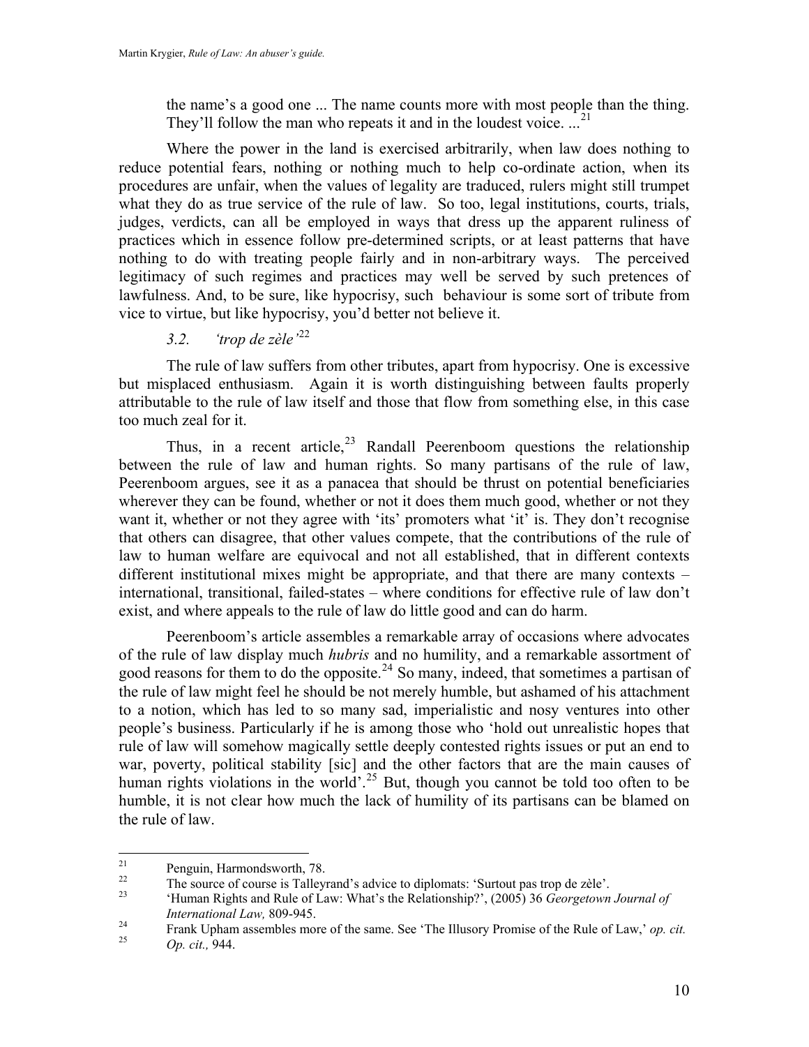> the name's a good one ... The name counts more with most people than the thing. They'll follow the man who repeats it and in the loudest voice. ...[21]

Where the power in the land is exercised arbitrarily, when law does nothing to reduce potential fears, nothing or nothing much to help co-ordinate action, when its procedures are unfair, when the values of legality are traduced, rulers might still trumpet what they do as true service of the rule of law. So too, legal institutions, courts, trials, judges, verdicts, can all be employed in ways that dress up the apparent ruliness of practices which in essence follow pre-determined scripts, or at least patterns that have nothing to do with treating people fairly and in non-arbitrary ways. The perceived legitimacy of such regimes and practices may well be served by such pretences of lawfulness. And, to be sure, like hypocrisy, such behaviour is some sort of tribute from vice to virtue, but like hypocrisy, you'd better not believe it.

### *3.2. 'trop de zèle'*[22]

The rule of law suffers from other tributes, apart from hypocrisy. One is excessive but misplaced enthusiasm. Again it is worth distinguishing between faults properly attributable to the rule of law itself and those that flow from something else, in this case too much zeal for it.

Thus, in a recent article,[23] Randall Peerenboom questions the relationship between the rule of law and human rights. So many partisans of the rule of law, Peerenboom argues, see it as a panacea that should be thrust on potential beneficiaries wherever they can be found, whether or not it does them much good, whether or not they want it, whether or not they agree with 'its' promoters what 'it' is. They don't recognise that others can disagree, that other values compete, that the contributions of the rule of law to human welfare are equivocal and not all established, that in different contexts different institutional mixes might be appropriate, and that there are many contexts – international, transitional, failed-states – where conditions for effective rule of law don't exist, and where appeals to the rule of law do little good and can do harm.

Peerenboom's article assembles a remarkable array of occasions where advocates of the rule of law display much *hubris* and no humility, and a remarkable assortment of good reasons for them to do the opposite.[24] So many, indeed, that sometimes a partisan of the rule of law might feel he should be not merely humble, but ashamed of his attachment to a notion, which has led to so many sad, imperialistic and nosy ventures into other people's business. Particularly if he is among those who 'hold out unrealistic hopes that rule of law will somehow magically settle deeply contested rights issues or put an end to war, poverty, political stability [sic] and the other factors that are the main causes of human rights violations in the world'.[25] But, though you cannot be told too often to be humble, it is not clear how much the lack of humility of its partisans can be blamed on the rule of law.

---

[21] Penguin, Harmondsworth, 78.

[22] The source of course is Talleyrand's advice to diplomats: 'Surtout pas trop de zèle'.

[23] 'Human Rights and Rule of Law: What's the Relationship?', (2005) 36 *Georgetown Journal of International Law,* 809-945.

[24] Frank Upham assembles more of the same. See 'The Illusory Promise of the Rule of Law,' *op. cit.*

[25] *Op. cit.,* 944.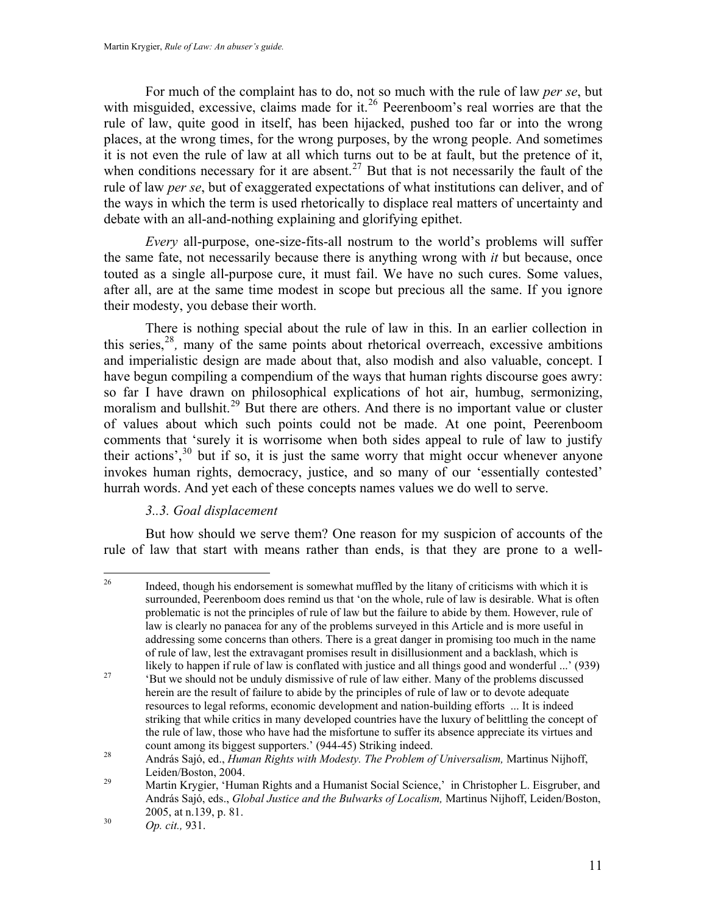For much of the complaint has to do, not so much with the rule of law *per se*, but with misguided, excessive, claims made for it.[26] Peerenboom's real worries are that the rule of law, quite good in itself, has been hijacked, pushed too far or into the wrong places, at the wrong times, for the wrong purposes, by the wrong people. And sometimes it is not even the rule of law at all which turns out to be at fault, but the pretence of it, when conditions necessary for it are absent.[27] But that is not necessarily the fault of the rule of law *per se*, but of exaggerated expectations of what institutions can deliver, and of the ways in which the term is used rhetorically to displace real matters of uncertainty and debate with an all-and-nothing explaining and glorifying epithet.

*Every* all-purpose, one-size-fits-all nostrum to the world's problems will suffer the same fate, not necessarily because there is anything wrong with *it* but because, once touted as a single all-purpose cure, it must fail. We have no such cures. Some values, after all, are at the same time modest in scope but precious all the same. If you ignore their modesty, you debase their worth.

There is nothing special about the rule of law in this. In an earlier collection in this series,[28], many of the same points about rhetorical overreach, excessive ambitions and imperialistic design are made about that, also modish and also valuable, concept. I have begun compiling a compendium of the ways that human rights discourse goes awry: so far I have drawn on philosophical explications of hot air, humbug, sermonizing, moralism and bullshit.[29] But there are others. And there is no important value or cluster of values about which such points could not be made. At one point, Peerenboom comments that 'surely it is worrisome when both sides appeal to rule of law to justify their actions',[30] but if so, it is just the same worry that might occur whenever anyone invokes human rights, democracy, justice, and so many of our 'essentially contested' hurrah words. And yet each of these concepts names values we do well to serve.

### *3..3. Goal displacement*

But how should we serve them? One reason for my suspicion of accounts of the rule of law that start with means rather than ends, is that they are prone to a well-

---

[26] Indeed, though his endorsement is somewhat muffled by the litany of criticisms with which it is surrounded, Peerenboom does remind us that 'on the whole, rule of law is desirable. What is often problematic is not the principles of rule of law but the failure to abide by them. However, rule of law is clearly no panacea for any of the problems surveyed in this Article and is more useful in addressing some concerns than others. There is a great danger in promising too much in the name of rule of law, lest the extravagant promises result in disillusionment and a backlash, which is likely to happen if rule of law is conflated with justice and all things good and wonderful ...' (939)

[27] 'But we should not be unduly dismissive of rule of law either. Many of the problems discussed herein are the result of failure to abide by the principles of rule of law or to devote adequate resources to legal reforms, economic development and nation-building efforts ... It is indeed striking that while critics in many developed countries have the luxury of belittling the concept of the rule of law, those who have had the misfortune to suffer its absence appreciate its virtues and count among its biggest supporters.' (944-45) Striking indeed.

[28] András Sajó, ed., *Human Rights with Modesty. The Problem of Universalism,* Martinus Nijhoff, Leiden/Boston, 2004.

[29] Martin Krygier, 'Human Rights and a Humanist Social Science,' in Christopher L. Eisgruber, and András Sajó, eds., *Global Justice and the Bulwarks of Localism,* Martinus Nijhoff, Leiden/Boston, 2005, at n.139, p. 81.

[30] *Op. cit.,* 931.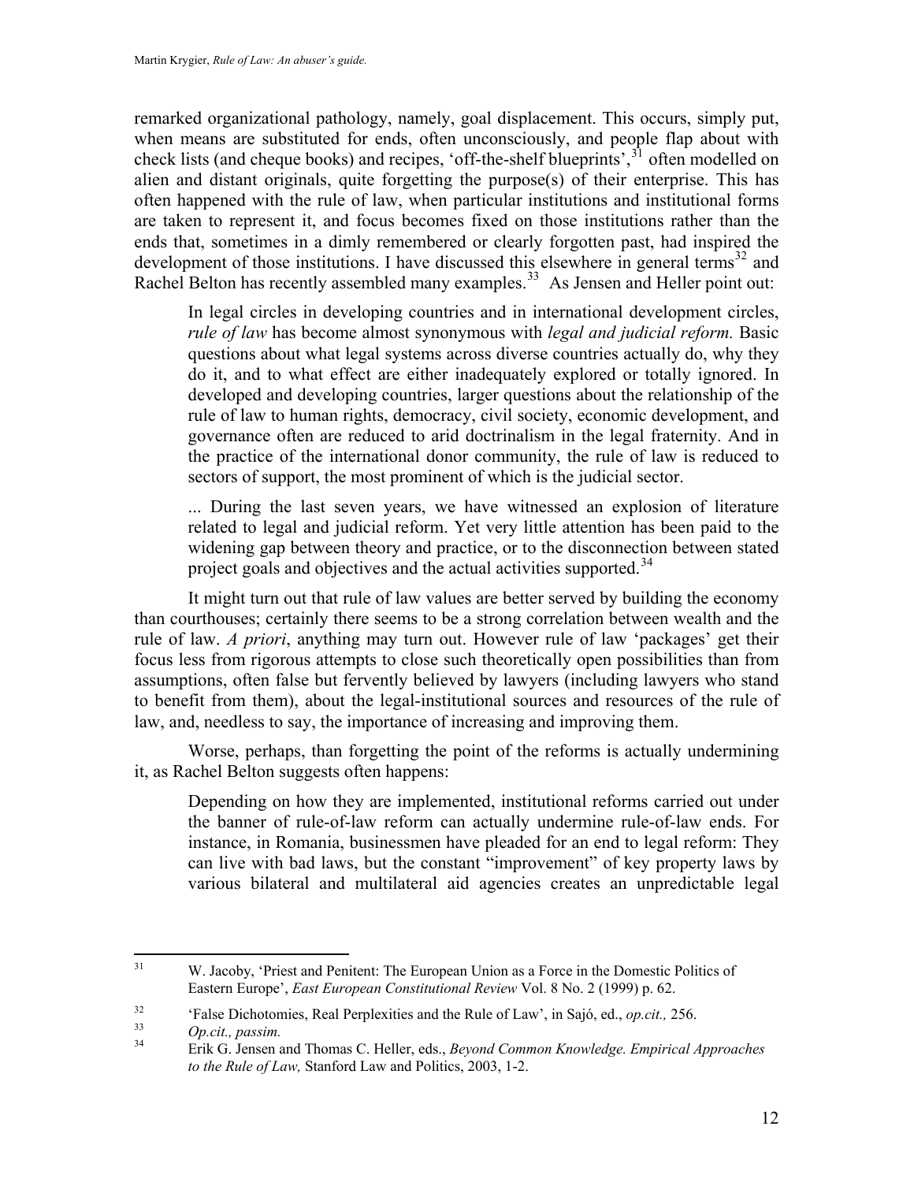remarked organizational pathology, namely, goal displacement. This occurs, simply put, when means are substituted for ends, often unconsciously, and people flap about with check lists (and cheque books) and recipes, 'off-the-shelf blueprints',[31] often modelled on alien and distant originals, quite forgetting the purpose(s) of their enterprise. This has often happened with the rule of law, when particular institutions and institutional forms are taken to represent it, and focus becomes fixed on those institutions rather than the ends that, sometimes in a dimly remembered or clearly forgotten past, had inspired the development of those institutions. I have discussed this elsewhere in general terms[32] and Rachel Belton has recently assembled many examples.[33] As Jensen and Heller point out:

> In legal circles in developing countries and in international development circles, *rule of law* has become almost synonymous with *legal and judicial reform.* Basic questions about what legal systems across diverse countries actually do, why they do it, and to what effect are either inadequately explored or totally ignored. In developed and developing countries, larger questions about the relationship of the rule of law to human rights, democracy, civil society, economic development, and governance often are reduced to arid doctrinalism in the legal fraternity. And in the practice of the international donor community, the rule of law is reduced to sectors of support, the most prominent of which is the judicial sector.
>
> ... During the last seven years, we have witnessed an explosion of literature related to legal and judicial reform. Yet very little attention has been paid to the widening gap between theory and practice, or to the disconnection between stated project goals and objectives and the actual activities supported.[34]

It might turn out that rule of law values are better served by building the economy than courthouses; certainly there seems to be a strong correlation between wealth and the rule of law. *A priori*, anything may turn out. However rule of law 'packages' get their focus less from rigorous attempts to close such theoretically open possibilities than from assumptions, often false but fervently believed by lawyers (including lawyers who stand to benefit from them), about the legal-institutional sources and resources of the rule of law, and, needless to say, the importance of increasing and improving them.

Worse, perhaps, than forgetting the point of the reforms is actually undermining it, as Rachel Belton suggests often happens:

> Depending on how they are implemented, institutional reforms carried out under the banner of rule-of-law reform can actually undermine rule-of-law ends. For instance, in Romania, businessmen have pleaded for an end to legal reform: They can live with bad laws, but the constant "improvement" of key property laws by various bilateral and multilateral aid agencies creates an unpredictable legal

---

[31] W. Jacoby, 'Priest and Penitent: The European Union as a Force in the Domestic Politics of Eastern Europe', *East European Constitutional Review* Vol. 8 No. 2 (1999) p. 62.

[32] 'False Dichotomies, Real Perplexities and the Rule of Law', in Sajó, ed., *op.cit.,* 256.

[33] *Op.cit., passim.*

[34] Erik G. Jensen and Thomas C. Heller, eds., *Beyond Common Knowledge. Empirical Approaches to the Rule of Law,* Stanford Law and Politics, 2003, 1-2.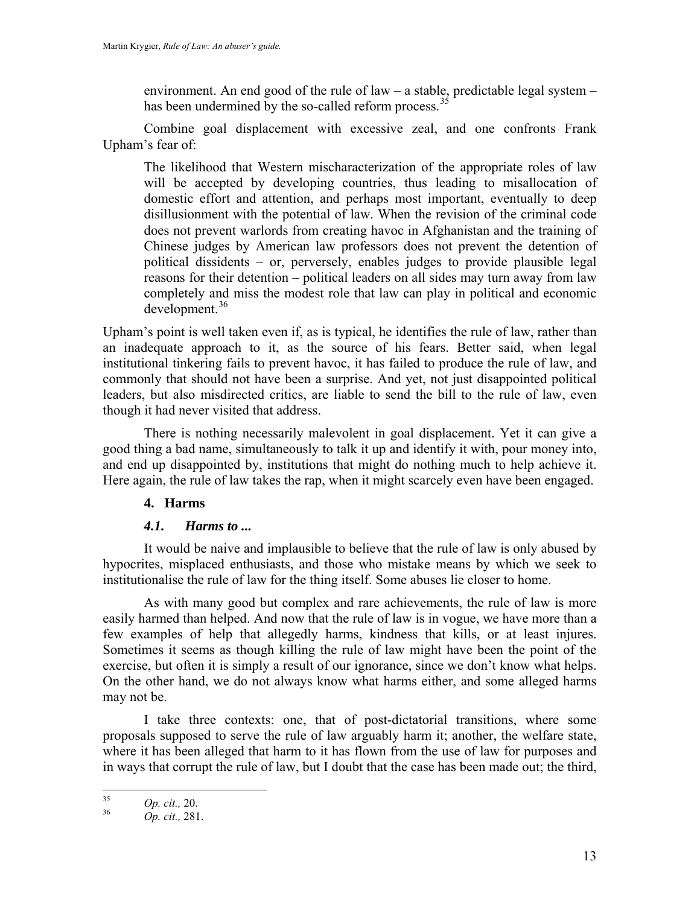> environment. An end good of the rule of law – a stable, predictable legal system – has been undermined by the so-called reform process.[35]

Combine goal displacement with excessive zeal, and one confronts Frank Upham's fear of:

> The likelihood that Western mischaracterization of the appropriate roles of law will be accepted by developing countries, thus leading to misallocation of domestic effort and attention, and perhaps most important, eventually to deep disillusionment with the potential of law. When the revision of the criminal code does not prevent warlords from creating havoc in Afghanistan and the training of Chinese judges by American law professors does not prevent the detention of political dissidents – or, perversely, enables judges to provide plausible legal reasons for their detention – political leaders on all sides may turn away from law completely and miss the modest role that law can play in political and economic development.[36]

Upham's point is well taken even if, as is typical, he identifies the rule of law, rather than an inadequate approach to it, as the source of his fears. Better said, when legal institutional tinkering fails to prevent havoc, it has failed to produce the rule of law, and commonly that should not have been a surprise. And yet, not just disappointed political leaders, but also misdirected critics, are liable to send the bill to the rule of law, even though it had never visited that address.

There is nothing necessarily malevolent in goal displacement. Yet it can give a good thing a bad name, simultaneously to talk it up and identify it with, pour money into, and end up disappointed by, institutions that might do nothing much to help achieve it. Here again, the rule of law takes the rap, when it might scarcely even have been engaged.

## 4. Harms

### *4.1. Harms to ...*

It would be naive and implausible to believe that the rule of law is only abused by hypocrites, misplaced enthusiasts, and those who mistake means by which we seek to institutionalise the rule of law for the thing itself. Some abuses lie closer to home.

As with many good but complex and rare achievements, the rule of law is more easily harmed than helped. And now that the rule of law is in vogue, we have more than a few examples of help that allegedly harms, kindness that kills, or at least injures. Sometimes it seems as though killing the rule of law might have been the point of the exercise, but often it is simply a result of our ignorance, since we don't know what helps. On the other hand, we do not always know what harms either, and some alleged harms may not be.

I take three contexts: one, that of post-dictatorial transitions, where some proposals supposed to serve the rule of law arguably harm it; another, the welfare state, where it has been alleged that harm to it has flown from the use of law for purposes and in ways that corrupt the rule of law, but I doubt that the case has been made out; the third,

---

[35] *Op. cit.,* 20.

[36] *Op. cit.,* 281.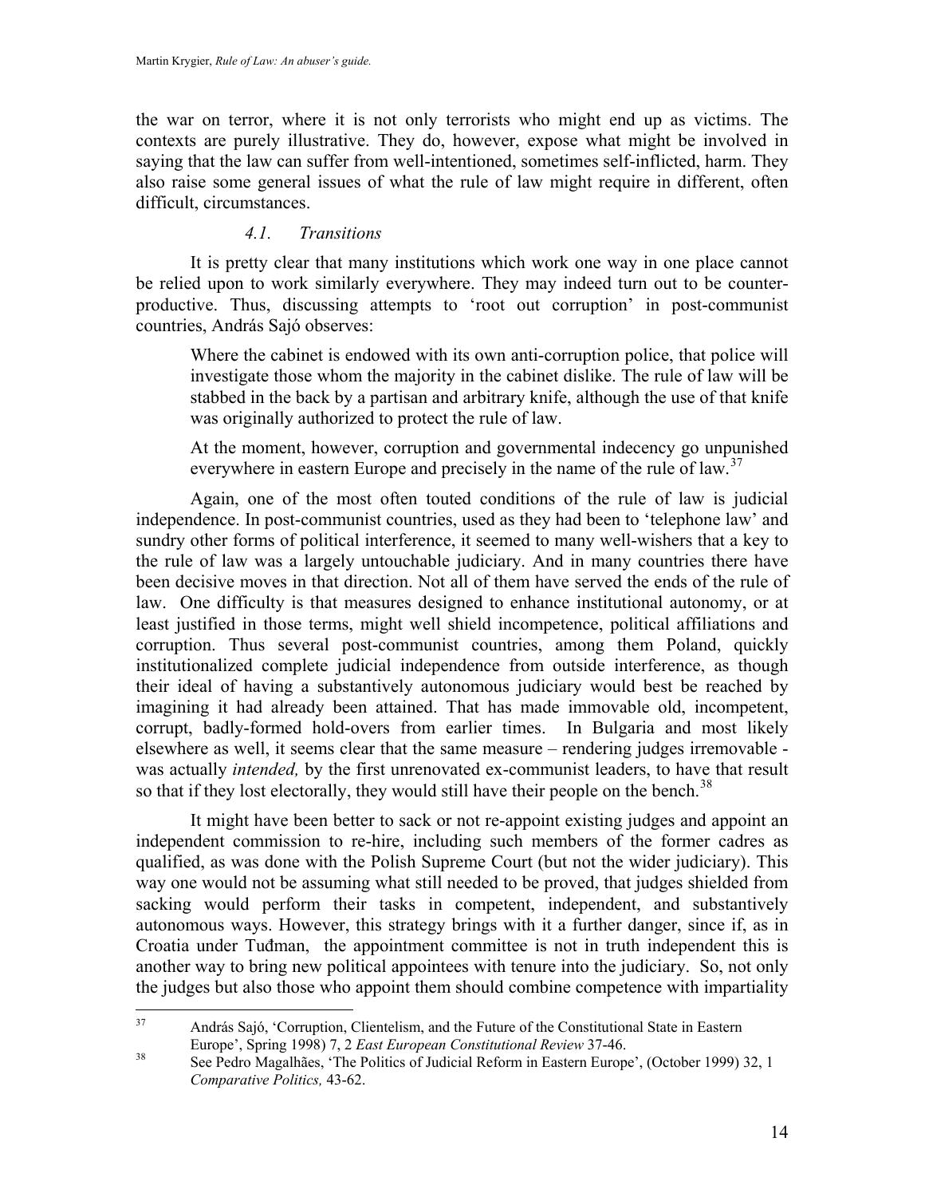the war on terror, where it is not only terrorists who might end up as victims. The contexts are purely illustrative. They do, however, expose what might be involved in saying that the law can suffer from well-intentioned, sometimes self-inflicted, harm. They also raise some general issues of what the rule of law might require in different, often difficult, circumstances.

### *4.1. Transitions*

It is pretty clear that many institutions which work one way in one place cannot be relied upon to work similarly everywhere. They may indeed turn out to be counter-productive. Thus, discussing attempts to 'root out corruption' in post-communist countries, András Sajó observes:

> Where the cabinet is endowed with its own anti-corruption police, that police will investigate those whom the majority in the cabinet dislike. The rule of law will be stabbed in the back by a partisan and arbitrary knife, although the use of that knife was originally authorized to protect the rule of law.
>
> At the moment, however, corruption and governmental indecency go unpunished everywhere in eastern Europe and precisely in the name of the rule of law.[37]

Again, one of the most often touted conditions of the rule of law is judicial independence. In post-communist countries, used as they had been to 'telephone law' and sundry other forms of political interference, it seemed to many well-wishers that a key to the rule of law was a largely untouchable judiciary. And in many countries there have been decisive moves in that direction. Not all of them have served the ends of the rule of law. One difficulty is that measures designed to enhance institutional autonomy, or at least justified in those terms, might well shield incompetence, political affiliations and corruption. Thus several post-communist countries, among them Poland, quickly institutionalized complete judicial independence from outside interference, as though their ideal of having a substantively autonomous judiciary would best be reached by imagining it had already been attained. That has made immovable old, incompetent, corrupt, badly-formed hold-overs from earlier times. In Bulgaria and most likely elsewhere as well, it seems clear that the same measure – rendering judges irremovable - was actually *intended,* by the first unrenovated ex-communist leaders, to have that result so that if they lost electorally, they would still have their people on the bench.[38]

It might have been better to sack or not re-appoint existing judges and appoint an independent commission to re-hire, including such members of the former cadres as qualified, as was done with the Polish Supreme Court (but not the wider judiciary). This way one would not be assuming what still needed to be proved, that judges shielded from sacking would perform their tasks in competent, independent, and substantively autonomous ways. However, this strategy brings with it a further danger, since if, as in Croatia under Tuđman, the appointment committee is not in truth independent this is another way to bring new political appointees with tenure into the judiciary. So, not only the judges but also those who appoint them should combine competence with impartiality

---

[37] András Sajó, 'Corruption, Clientelism, and the Future of the Constitutional State in Eastern Europe', Spring 1998) 7, 2 *East European Constitutional Review* 37-46.

[38] See Pedro Magalhães, 'The Politics of Judicial Reform in Eastern Europe', (October 1999) 32, 1 *Comparative Politics,* 43-62.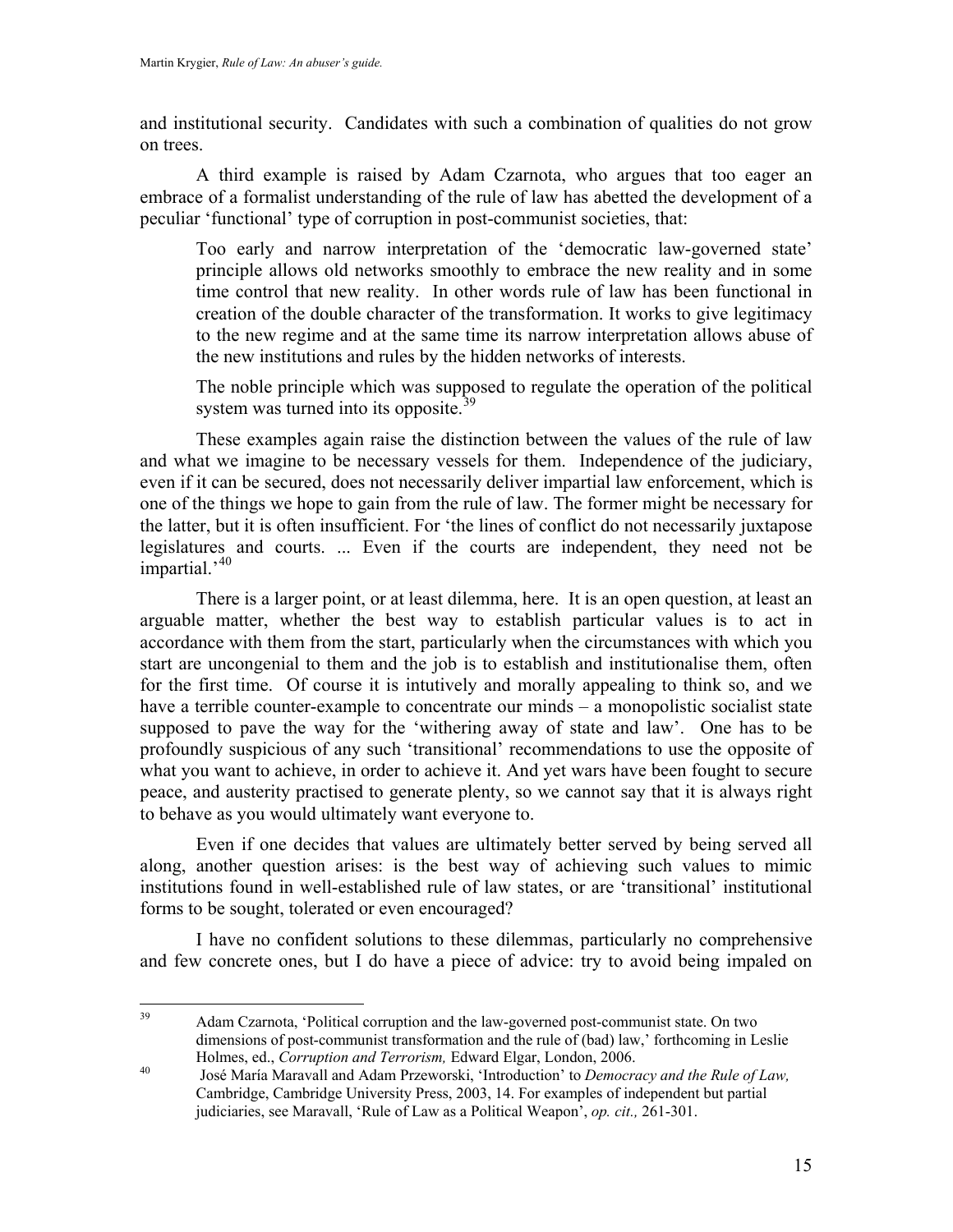and institutional security. Candidates with such a combination of qualities do not grow on trees.

A third example is raised by Adam Czarnota, who argues that too eager an embrace of a formalist understanding of the rule of law has abetted the development of a peculiar 'functional' type of corruption in post-communist societies, that:

> Too early and narrow interpretation of the 'democratic law-governed state' principle allows old networks smoothly to embrace the new reality and in some time control that new reality. In other words rule of law has been functional in creation of the double character of the transformation. It works to give legitimacy to the new regime and at the same time its narrow interpretation allows abuse of the new institutions and rules by the hidden networks of interests.
>
> The noble principle which was supposed to regulate the operation of the political system was turned into its opposite.[39]

These examples again raise the distinction between the values of the rule of law and what we imagine to be necessary vessels for them. Independence of the judiciary, even if it can be secured, does not necessarily deliver impartial law enforcement, which is one of the things we hope to gain from the rule of law. The former might be necessary for the latter, but it is often insufficient. For 'the lines of conflict do not necessarily juxtapose legislatures and courts. ... Even if the courts are independent, they need not be impartial.'[40]

There is a larger point, or at least dilemma, here. It is an open question, at least an arguable matter, whether the best way to establish particular values is to act in accordance with them from the start, particularly when the circumstances with which you start are uncongenial to them and the job is to establish and institutionalise them, often for the first time. Of course it is intutively and morally appealing to think so, and we have a terrible counter-example to concentrate our minds – a monopolistic socialist state supposed to pave the way for the 'withering away of state and law'. One has to be profoundly suspicious of any such 'transitional' recommendations to use the opposite of what you want to achieve, in order to achieve it. And yet wars have been fought to secure peace, and austerity practised to generate plenty, so we cannot say that it is always right to behave as you would ultimately want everyone to.

Even if one decides that values are ultimately better served by being served all along, another question arises: is the best way of achieving such values to mimic institutions found in well-established rule of law states, or are 'transitional' institutional forms to be sought, tolerated or even encouraged?

I have no confident solutions to these dilemmas, particularly no comprehensive and few concrete ones, but I do have a piece of advice: try to avoid being impaled on

---

[39] Adam Czarnota, 'Political corruption and the law-governed post-communist state. On two dimensions of post-communist transformation and the rule of (bad) law,' forthcoming in Leslie Holmes, ed., *Corruption and Terrorism,* Edward Elgar, London, 2006.

[40] José María Maravall and Adam Przeworski, 'Introduction' to *Democracy and the Rule of Law,* Cambridge, Cambridge University Press, 2003, 14. For examples of independent but partial judiciaries, see Maravall, 'Rule of Law as a Political Weapon', *op. cit.,* 261-301.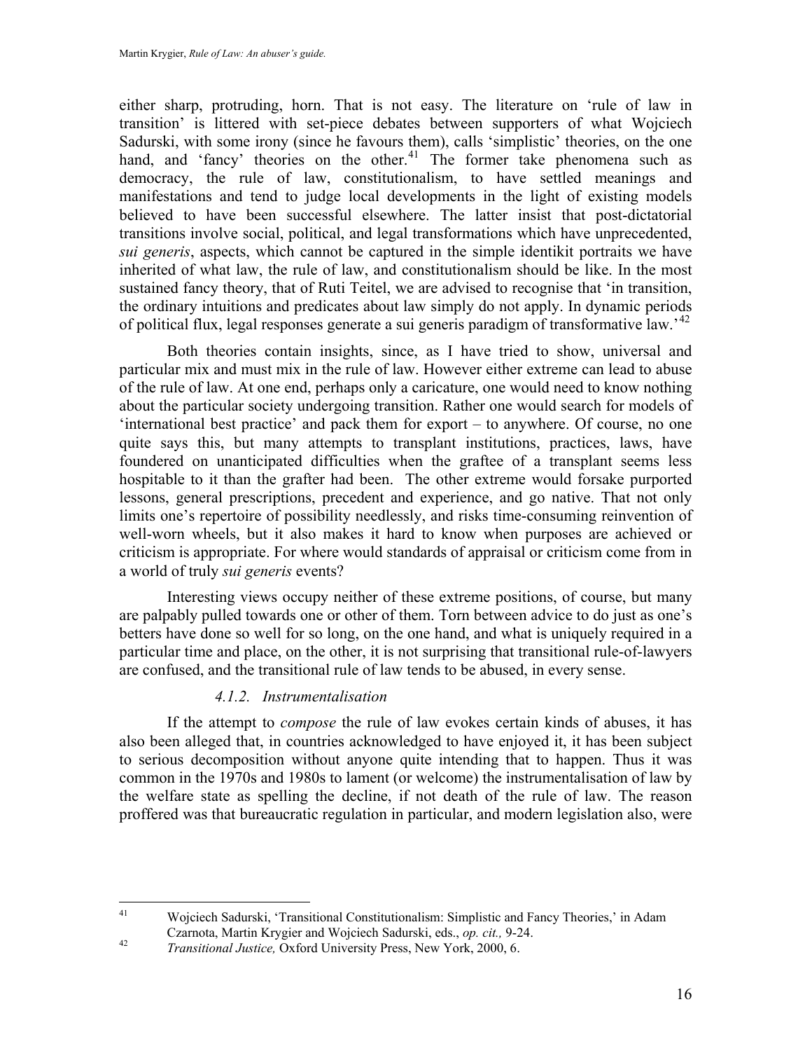either sharp, protruding, horn. That is not easy. The literature on 'rule of law in transition' is littered with set-piece debates between supporters of what Wojciech Sadurski, with some irony (since he favours them), calls 'simplistic' theories, on the one hand, and 'fancy' theories on the other.[41] The former take phenomena such as democracy, the rule of law, constitutionalism, to have settled meanings and manifestations and tend to judge local developments in the light of existing models believed to have been successful elsewhere. The latter insist that post-dictatorial transitions involve social, political, and legal transformations which have unprecedented, *sui generis*, aspects, which cannot be captured in the simple identikit portraits we have inherited of what law, the rule of law, and constitutionalism should be like. In the most sustained fancy theory, that of Ruti Teitel, we are advised to recognise that 'in transition, the ordinary intuitions and predicates about law simply do not apply. In dynamic periods of political flux, legal responses generate a sui generis paradigm of transformative law.'[42]

Both theories contain insights, since, as I have tried to show, universal and particular mix and must mix in the rule of law. However either extreme can lead to abuse of the rule of law. At one end, perhaps only a caricature, one would need to know nothing about the particular society undergoing transition. Rather one would search for models of 'international best practice' and pack them for export – to anywhere. Of course, no one quite says this, but many attempts to transplant institutions, practices, laws, have foundered on unanticipated difficulties when the graftee of a transplant seems less hospitable to it than the grafter had been. The other extreme would forsake purported lessons, general prescriptions, precedent and experience, and go native. That not only limits one's repertoire of possibility needlessly, and risks time-consuming reinvention of well-worn wheels, but it also makes it hard to know when purposes are achieved or criticism is appropriate. For where would standards of appraisal or criticism come from in a world of truly *sui generis* events?

Interesting views occupy neither of these extreme positions, of course, but many are palpably pulled towards one or other of them. Torn between advice to do just as one's betters have done so well for so long, on the one hand, and what is uniquely required in a particular time and place, on the other, it is not surprising that transitional rule-of-lawyers are confused, and the transitional rule of law tends to be abused, in every sense.

#### *4.1.2. Instrumentalisation*

If the attempt to *compose* the rule of law evokes certain kinds of abuses, it has also been alleged that, in countries acknowledged to have enjoyed it, it has been subject to serious decomposition without anyone quite intending that to happen. Thus it was common in the 1970s and 1980s to lament (or welcome) the instrumentalisation of law by the welfare state as spelling the decline, if not death of the rule of law. The reason proffered was that bureaucratic regulation in particular, and modern legislation also, were

---

[41] Wojciech Sadurski, 'Transitional Constitutionalism: Simplistic and Fancy Theories,' in Adam Czarnota, Martin Krygier and Wojciech Sadurski, eds., *op. cit.,* 9-24.

[42] *Transitional Justice,* Oxford University Press, New York, 2000, 6.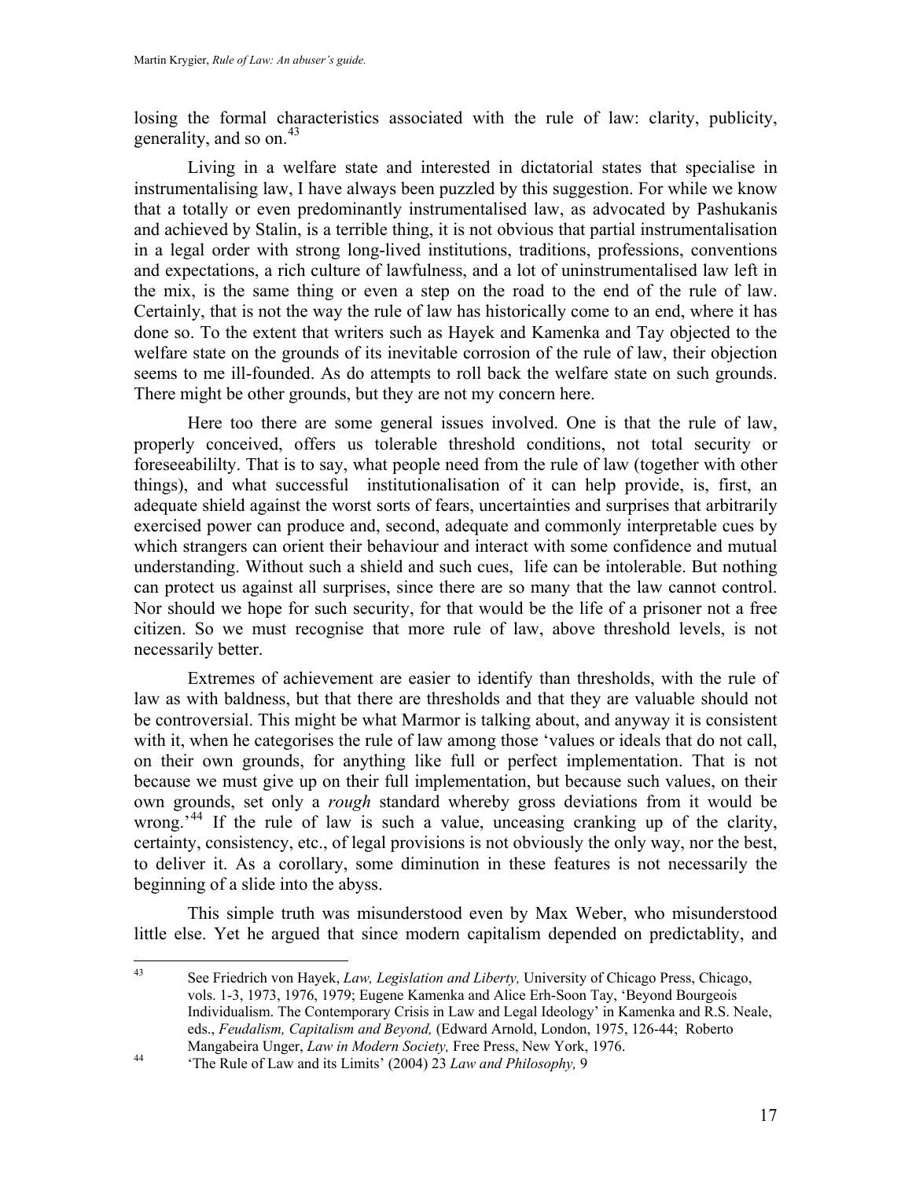losing the formal characteristics associated with the rule of law: clarity, publicity, generality, and so on.[43]

Living in a welfare state and interested in dictatorial states that specialise in instrumentalising law, I have always been puzzled by this suggestion. For while we know that a totally or even predominantly instrumentalised law, as advocated by Pashukanis and achieved by Stalin, is a terrible thing, it is not obvious that partial instrumentalisation in a legal order with strong long-lived institutions, traditions, professions, conventions and expectations, a rich culture of lawfulness, and a lot of uninstrumentalised law left in the mix, is the same thing or even a step on the road to the end of the rule of law. Certainly, that is not the way the rule of law has historically come to an end, where it has done so. To the extent that writers such as Hayek and Kamenka and Tay objected to the welfare state on the grounds of its inevitable corrosion of the rule of law, their objection seems to me ill-founded. As do attempts to roll back the welfare state on such grounds. There might be other grounds, but they are not my concern here.

Here too there are some general issues involved. One is that the rule of law, properly conceived, offers us tolerable threshold conditions, not total security or foreseeabililty. That is to say, what people need from the rule of law (together with other things), and what successful institutionalisation of it can help provide, is, first, an adequate shield against the worst sorts of fears, uncertainties and surprises that arbitrarily exercised power can produce and, second, adequate and commonly interpretable cues by which strangers can orient their behaviour and interact with some confidence and mutual understanding. Without such a shield and such cues, life can be intolerable. But nothing can protect us against all surprises, since there are so many that the law cannot control. Nor should we hope for such security, for that would be the life of a prisoner not a free citizen. So we must recognise that more rule of law, above threshold levels, is not necessarily better.

Extremes of achievement are easier to identify than thresholds, with the rule of law as with baldness, but that there are thresholds and that they are valuable should not be controversial. This might be what Marmor is talking about, and anyway it is consistent with it, when he categorises the rule of law among those 'values or ideals that do not call, on their own grounds, for anything like full or perfect implementation. That is not because we must give up on their full implementation, but because such values, on their own grounds, set only a *rough* standard whereby gross deviations from it would be wrong.'[44] If the rule of law is such a value, unceasing cranking up of the clarity, certainty, consistency, etc., of legal provisions is not obviously the only way, nor the best, to deliver it. As a corollary, some diminution in these features is not necessarily the beginning of a slide into the abyss.

This simple truth was misunderstood even by Max Weber, who misunderstood little else. Yet he argued that since modern capitalism depended on predictablity, and

---

[43] See Friedrich von Hayek, *Law, Legislation and Liberty,* University of Chicago Press, Chicago, vols. 1-3, 1973, 1976, 1979; Eugene Kamenka and Alice Erh-Soon Tay, 'Beyond Bourgeois Individualism. The Contemporary Crisis in Law and Legal Ideology' in Kamenka and R.S. Neale, eds., *Feudalism, Capitalism and Beyond,* (Edward Arnold, London, 1975, 126-44; Roberto Mangabeira Unger, *Law in Modern Society,* Free Press, New York, 1976.

[44] 'The Rule of Law and its Limits' (2004) 23 *Law and Philosophy,* 9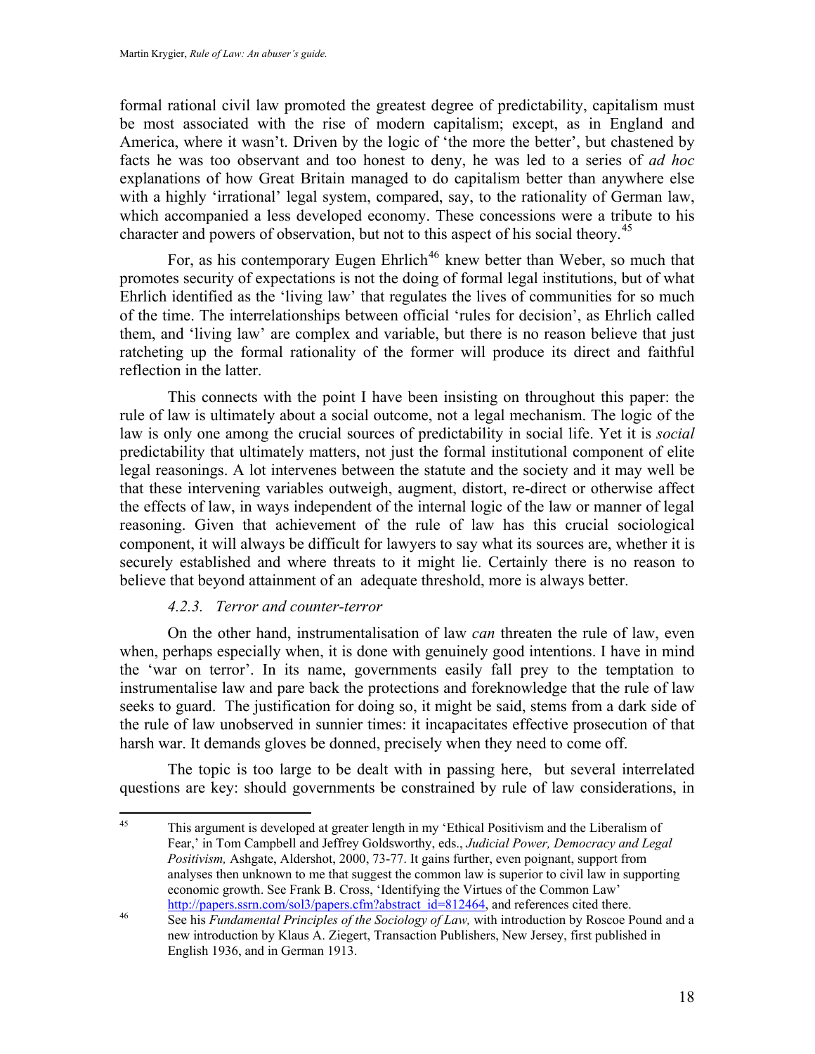formal rational civil law promoted the greatest degree of predictability, capitalism must be most associated with the rise of modern capitalism; except, as in England and America, where it wasn't. Driven by the logic of 'the more the better', but chastened by facts he was too observant and too honest to deny, he was led to a series of *ad hoc* explanations of how Great Britain managed to do capitalism better than anywhere else with a highly 'irrational' legal system, compared, say, to the rationality of German law, which accompanied a less developed economy. These concessions were a tribute to his character and powers of observation, but not to this aspect of his social theory.[45]

For, as his contemporary Eugen Ehrlich[46] knew better than Weber, so much that promotes security of expectations is not the doing of formal legal institutions, but of what Ehrlich identified as the 'living law' that regulates the lives of communities for so much of the time. The interrelationships between official 'rules for decision', as Ehrlich called them, and 'living law' are complex and variable, but there is no reason believe that just ratcheting up the formal rationality of the former will produce its direct and faithful reflection in the latter.

This connects with the point I have been insisting on throughout this paper: the rule of law is ultimately about a social outcome, not a legal mechanism. The logic of the law is only one among the crucial sources of predictability in social life. Yet it is *social* predictability that ultimately matters, not just the formal institutional component of elite legal reasonings. A lot intervenes between the statute and the society and it may well be that these intervening variables outweigh, augment, distort, re-direct or otherwise affect the effects of law, in ways independent of the internal logic of the law or manner of legal reasoning. Given that achievement of the rule of law has this crucial sociological component, it will always be difficult for lawyers to say what its sources are, whether it is securely established and where threats to it might lie. Certainly there is no reason to believe that beyond attainment of an adequate threshold, more is always better.

#### *4.2.3. Terror and counter-terror*

On the other hand, instrumentalisation of law *can* threaten the rule of law, even when, perhaps especially when, it is done with genuinely good intentions. I have in mind the 'war on terror'. In its name, governments easily fall prey to the temptation to instrumentalise law and pare back the protections and foreknowledge that the rule of law seeks to guard. The justification for doing so, it might be said, stems from a dark side of the rule of law unobserved in sunnier times: it incapacitates effective prosecution of that harsh war. It demands gloves be donned, precisely when they need to come off.

The topic is too large to be dealt with in passing here, but several interrelated questions are key: should governments be constrained by rule of law considerations, in

---

[45] This argument is developed at greater length in my 'Ethical Positivism and the Liberalism of Fear,' in Tom Campbell and Jeffrey Goldsworthy, eds., *Judicial Power, Democracy and Legal Positivism,* Ashgate, Aldershot, 2000, 73-77. It gains further, even poignant, support from analyses then unknown to me that suggest the common law is superior to civil law in supporting economic growth. See Frank B. Cross, 'Identifying the Virtues of the Common Law' http://papers.ssrn.com/sol3/papers.cfm?abstract_id=812464, and references cited there.

[46] See his *Fundamental Principles of the Sociology of Law,* with introduction by Roscoe Pound and a new introduction by Klaus A. Ziegert, Transaction Publishers, New Jersey, first published in English 1936, and in German 1913.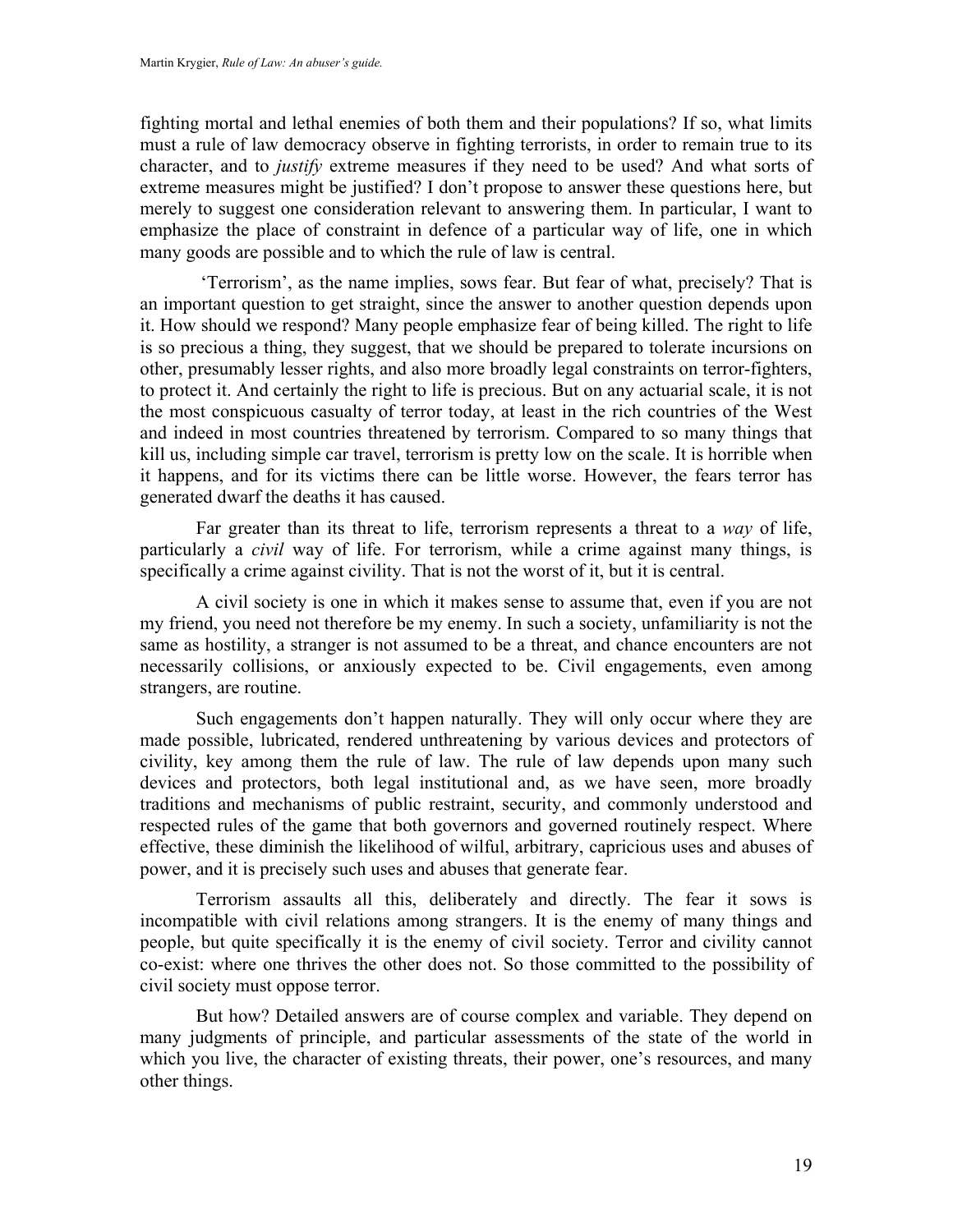fighting mortal and lethal enemies of both them and their populations? If so, what limits must a rule of law democracy observe in fighting terrorists, in order to remain true to its character, and to *justify* extreme measures if they need to be used? And what sorts of extreme measures might be justified? I don't propose to answer these questions here, but merely to suggest one consideration relevant to answering them. In particular, I want to emphasize the place of constraint in defence of a particular way of life, one in which many goods are possible and to which the rule of law is central.

'Terrorism', as the name implies, sows fear. But fear of what, precisely? That is an important question to get straight, since the answer to another question depends upon it. How should we respond? Many people emphasize fear of being killed. The right to life is so precious a thing, they suggest, that we should be prepared to tolerate incursions on other, presumably lesser rights, and also more broadly legal constraints on terror-fighters, to protect it. And certainly the right to life is precious. But on any actuarial scale, it is not the most conspicuous casualty of terror today, at least in the rich countries of the West and indeed in most countries threatened by terrorism. Compared to so many things that kill us, including simple car travel, terrorism is pretty low on the scale. It is horrible when it happens, and for its victims there can be little worse. However, the fears terror has generated dwarf the deaths it has caused.

Far greater than its threat to life, terrorism represents a threat to a *way* of life, particularly a *civil* way of life. For terrorism, while a crime against many things, is specifically a crime against civility. That is not the worst of it, but it is central.

A civil society is one in which it makes sense to assume that, even if you are not my friend, you need not therefore be my enemy. In such a society, unfamiliarity is not the same as hostility, a stranger is not assumed to be a threat, and chance encounters are not necessarily collisions, or anxiously expected to be. Civil engagements, even among strangers, are routine.

Such engagements don't happen naturally. They will only occur where they are made possible, lubricated, rendered unthreatening by various devices and protectors of civility, key among them the rule of law. The rule of law depends upon many such devices and protectors, both legal institutional and, as we have seen, more broadly traditions and mechanisms of public restraint, security, and commonly understood and respected rules of the game that both governors and governed routinely respect. Where effective, these diminish the likelihood of wilful, arbitrary, capricious uses and abuses of power, and it is precisely such uses and abuses that generate fear.

Terrorism assaults all this, deliberately and directly. The fear it sows is incompatible with civil relations among strangers. It is the enemy of many things and people, but quite specifically it is the enemy of civil society. Terror and civility cannot co-exist: where one thrives the other does not. So those committed to the possibility of civil society must oppose terror.

But how? Detailed answers are of course complex and variable. They depend on many judgments of principle, and particular assessments of the state of the world in which you live, the character of existing threats, their power, one's resources, and many other things.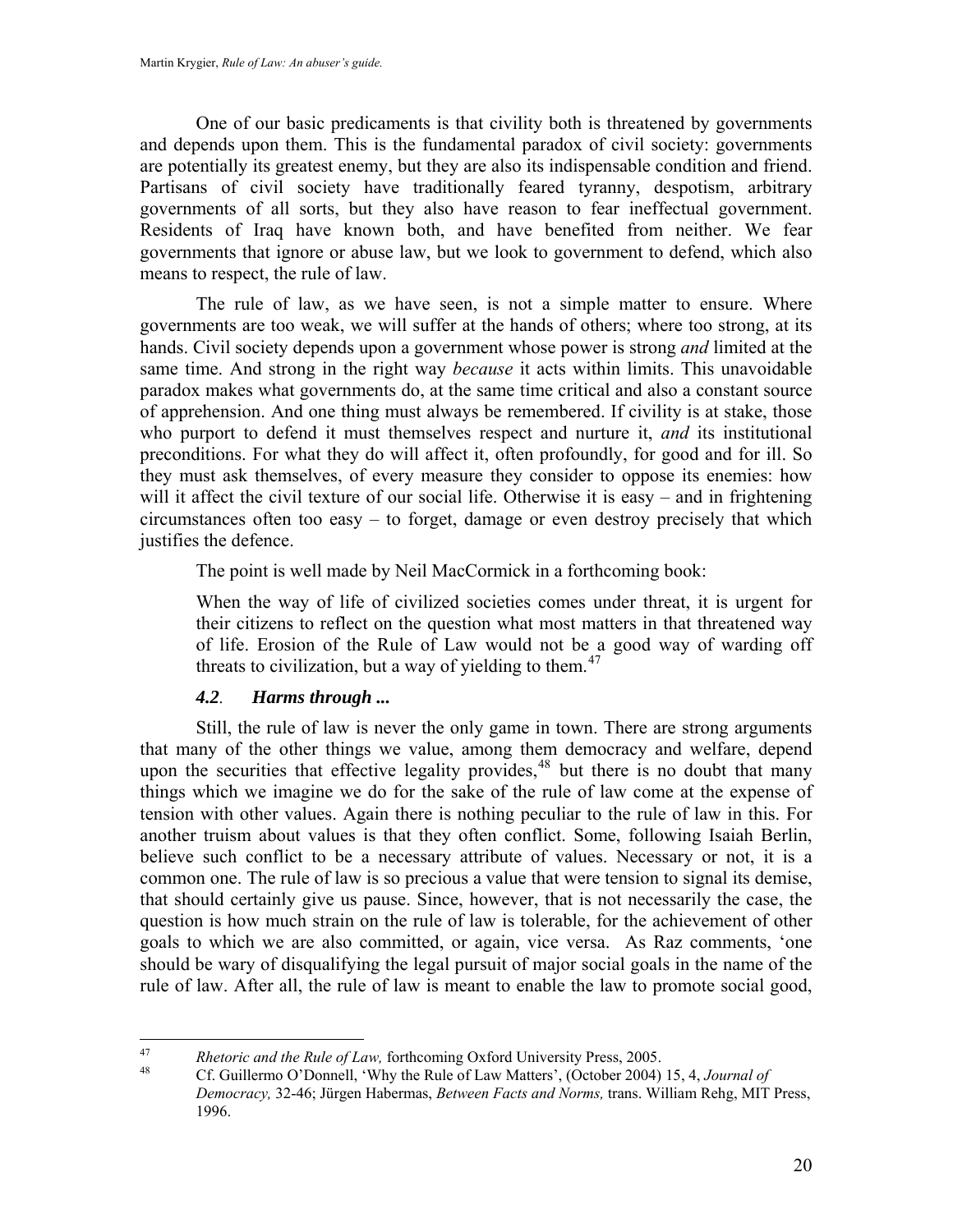One of our basic predicaments is that civility both is threatened by governments and depends upon them. This is the fundamental paradox of civil society: governments are potentially its greatest enemy, but they are also its indispensable condition and friend. Partisans of civil society have traditionally feared tyranny, despotism, arbitrary governments of all sorts, but they also have reason to fear ineffectual government. Residents of Iraq have known both, and have benefited from neither. We fear governments that ignore or abuse law, but we look to government to defend, which also means to respect, the rule of law.

The rule of law, as we have seen, is not a simple matter to ensure. Where governments are too weak, we will suffer at the hands of others; where too strong, at its hands. Civil society depends upon a government whose power is strong *and* limited at the same time. And strong in the right way *because* it acts within limits. This unavoidable paradox makes what governments do, at the same time critical and also a constant source of apprehension. And one thing must always be remembered. If civility is at stake, those who purport to defend it must themselves respect and nurture it, *and* its institutional preconditions. For what they do will affect it, often profoundly, for good and for ill. So they must ask themselves, of every measure they consider to oppose its enemies: how will it affect the civil texture of our social life. Otherwise it is easy – and in frightening circumstances often too easy – to forget, damage or even destroy precisely that which justifies the defence.

The point is well made by Neil MacCormick in a forthcoming book:

> When the way of life of civilized societies comes under threat, it is urgent for their citizens to reflect on the question what most matters in that threatened way of life. Erosion of the Rule of Law would not be a good way of warding off threats to civilization, but a way of yielding to them.[47]

### ***4.2. Harms through ...***

Still, the rule of law is never the only game in town. There are strong arguments that many of the other things we value, among them democracy and welfare, depend upon the securities that effective legality provides,[48] but there is no doubt that many things which we imagine we do for the sake of the rule of law come at the expense of tension with other values. Again there is nothing peculiar to the rule of law in this. For another truism about values is that they often conflict. Some, following Isaiah Berlin, believe such conflict to be a necessary attribute of values. Necessary or not, it is a common one. The rule of law is so precious a value that were tension to signal its demise, that should certainly give us pause. Since, however, that is not necessarily the case, the question is how much strain on the rule of law is tolerable, for the achievement of other goals to which we are also committed, or again, vice versa. As Raz comments, 'one should be wary of disqualifying the legal pursuit of major social goals in the name of the rule of law. After all, the rule of law is meant to enable the law to promote social good,

---

[47] *Rhetoric and the Rule of Law,* forthcoming Oxford University Press, 2005.

[48] Cf. Guillermo O'Donnell, 'Why the Rule of Law Matters', (October 2004) 15, 4, *Journal of Democracy,* 32-46; Jürgen Habermas, *Between Facts and Norms,* trans. William Rehg, MIT Press, 1996.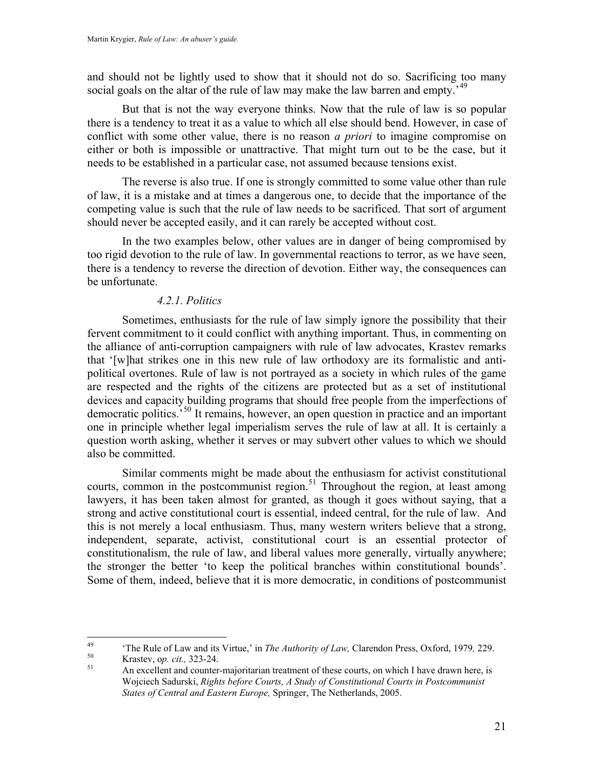and should not be lightly used to show that it should not do so. Sacrificing too many social goals on the altar of the rule of law may make the law barren and empty.'[49]

But that is not the way everyone thinks. Now that the rule of law is so popular there is a tendency to treat it as a value to which all else should bend. However, in case of conflict with some other value, there is no reason *a priori* to imagine compromise on either or both is impossible or unattractive. That might turn out to be the case, but it needs to be established in a particular case, not assumed because tensions exist.

The reverse is also true. If one is strongly committed to some value other than rule of law, it is a mistake and at times a dangerous one, to decide that the importance of the competing value is such that the rule of law needs to be sacrificed. That sort of argument should never be accepted easily, and it can rarely be accepted without cost.

In the two examples below, other values are in danger of being compromised by too rigid devotion to the rule of law. In governmental reactions to terror, as we have seen, there is a tendency to reverse the direction of devotion. Either way, the consequences can be unfortunate.

#### *4.2.1. Politics*

Sometimes, enthusiasts for the rule of law simply ignore the possibility that their fervent commitment to it could conflict with anything important. Thus, in commenting on the alliance of anti-corruption campaigners with rule of law advocates, Krastev remarks that '[w]hat strikes one in this new rule of law orthodoxy are its formalistic and anti-political overtones. Rule of law is not portrayed as a society in which rules of the game are respected and the rights of the citizens are protected but as a set of institutional devices and capacity building programs that should free people from the imperfections of democratic politics.'[50] It remains, however, an open question in practice and an important one in principle whether legal imperialism serves the rule of law at all. It is certainly a question worth asking, whether it serves or may subvert other values to which we should also be committed.

Similar comments might be made about the enthusiasm for activist constitutional courts, common in the postcommunist region.[51] Throughout the region, at least among lawyers, it has been taken almost for granted, as though it goes without saying, that a strong and active constitutional court is essential, indeed central, for the rule of law. And this is not merely a local enthusiasm. Thus, many western writers believe that a strong, independent, separate, activist, constitutional court is an essential protector of constitutionalism, the rule of law, and liberal values more generally, virtually anywhere; the stronger the better 'to keep the political branches within constitutional bounds'. Some of them, indeed, believe that it is more democratic, in conditions of postcommunist

---

[49] 'The Rule of Law and its Virtue,' in *The Authority of Law,* Clarendon Press, Oxford, 1979*,* 229.

[50] Krastev, o*p. cit.,* 323-24.

[51] An excellent and counter-majoritarian treatment of these courts, on which I have drawn here, is Wojciech Sadurski, *Rights before Courts, A Study of Constitutional Courts in Postcommunist States of Central and Eastern Europe,* Springer, The Netherlands, 2005.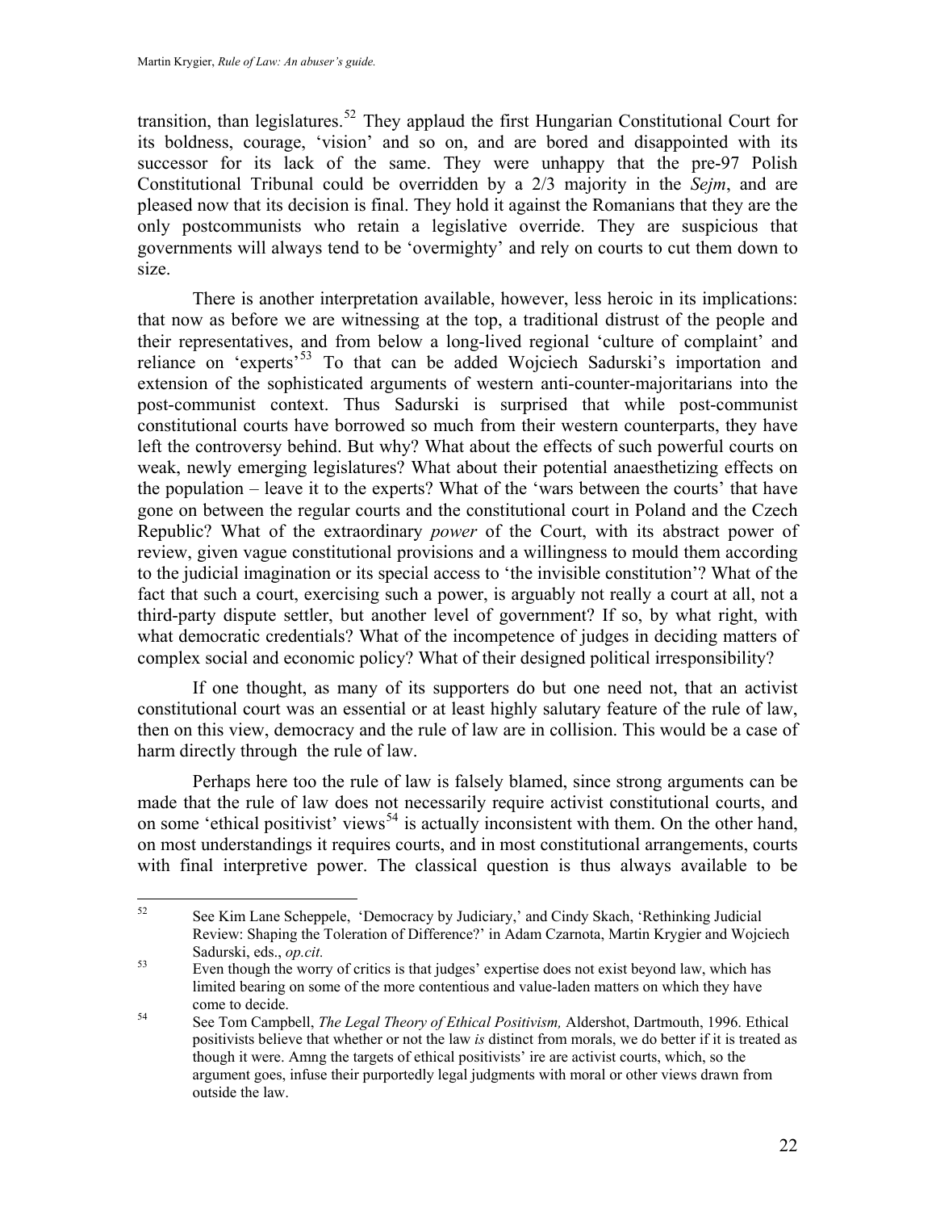transition, than legislatures.[52] They applaud the first Hungarian Constitutional Court for its boldness, courage, 'vision' and so on, and are bored and disappointed with its successor for its lack of the same. They were unhappy that the pre-97 Polish Constitutional Tribunal could be overridden by a 2/3 majority in the *Sejm*, and are pleased now that its decision is final. They hold it against the Romanians that they are the only postcommunists who retain a legislative override. They are suspicious that governments will always tend to be 'overmighty' and rely on courts to cut them down to size.

There is another interpretation available, however, less heroic in its implications: that now as before we are witnessing at the top, a traditional distrust of the people and their representatives, and from below a long-lived regional 'culture of complaint' and reliance on 'experts'[53] To that can be added Wojciech Sadurski's importation and extension of the sophisticated arguments of western anti-counter-majoritarians into the post-communist context. Thus Sadurski is surprised that while post-communist constitutional courts have borrowed so much from their western counterparts, they have left the controversy behind. But why? What about the effects of such powerful courts on weak, newly emerging legislatures? What about their potential anaesthetizing effects on the population – leave it to the experts? What of the 'wars between the courts' that have gone on between the regular courts and the constitutional court in Poland and the Czech Republic? What of the extraordinary *power* of the Court, with its abstract power of review, given vague constitutional provisions and a willingness to mould them according to the judicial imagination or its special access to 'the invisible constitution'? What of the fact that such a court, exercising such a power, is arguably not really a court at all, not a third-party dispute settler, but another level of government? If so, by what right, with what democratic credentials? What of the incompetence of judges in deciding matters of complex social and economic policy? What of their designed political irresponsibility?

If one thought, as many of its supporters do but one need not, that an activist constitutional court was an essential or at least highly salutary feature of the rule of law, then on this view, democracy and the rule of law are in collision. This would be a case of harm directly through the rule of law.

Perhaps here too the rule of law is falsely blamed, since strong arguments can be made that the rule of law does not necessarily require activist constitutional courts, and on some 'ethical positivist' views[54] is actually inconsistent with them. On the other hand, on most understandings it requires courts, and in most constitutional arrangements, courts with final interpretive power. The classical question is thus always available to be

---

[52] See Kim Lane Scheppele, 'Democracy by Judiciary,' and Cindy Skach, 'Rethinking Judicial Review: Shaping the Toleration of Difference?' in Adam Czarnota, Martin Krygier and Wojciech Sadurski, eds., *op.cit.*

[53] Even though the worry of critics is that judges' expertise does not exist beyond law, which has limited bearing on some of the more contentious and value-laden matters on which they have come to decide.

[54] See Tom Campbell, *The Legal Theory of Ethical Positivism,* Aldershot, Dartmouth, 1996. Ethical positivists believe that whether or not the law *is* distinct from morals, we do better if it is treated as though it were. Amng the targets of ethical positivists' ire are activist courts, which, so the argument goes, infuse their purportedly legal judgments with moral or other views drawn from outside the law.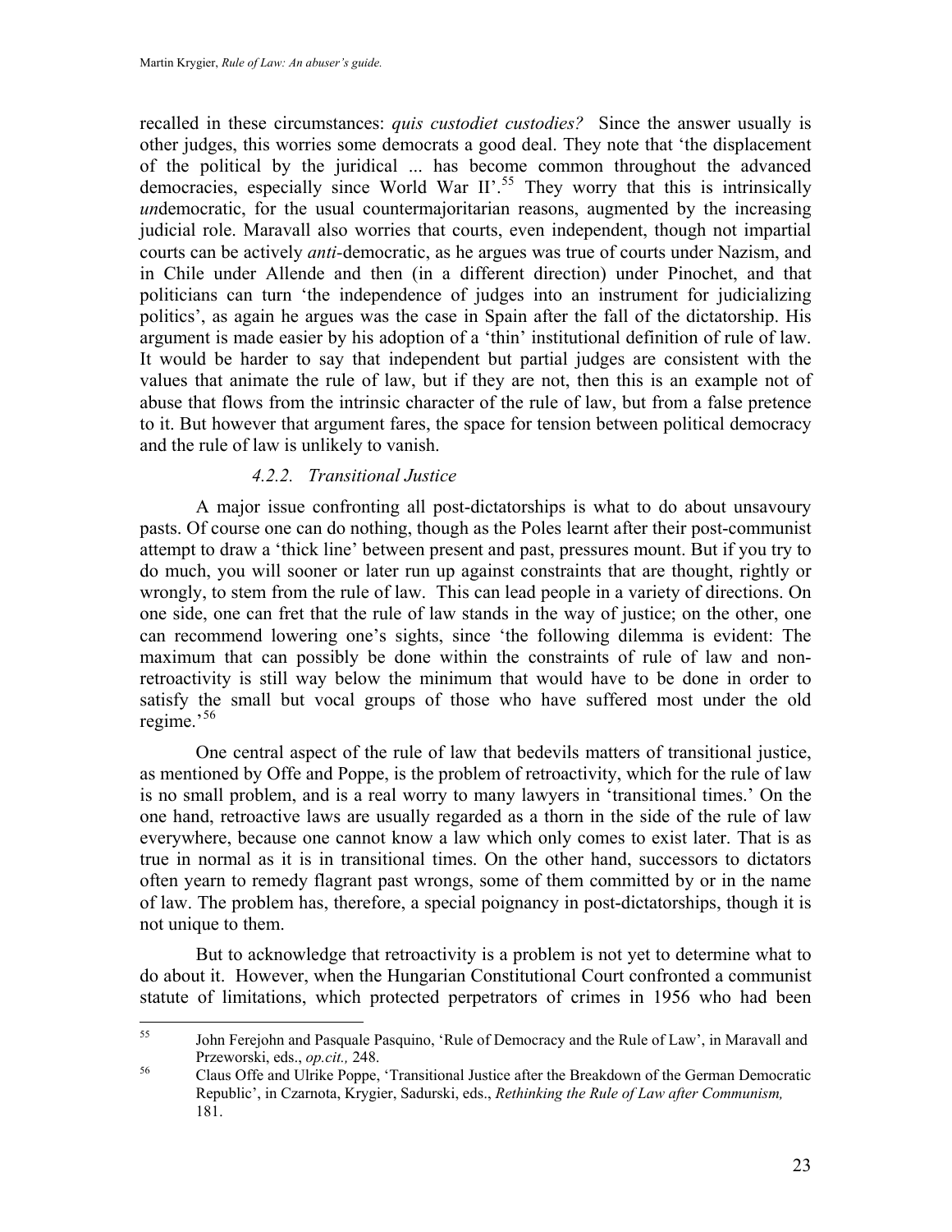recalled in these circumstances: *quis custodiet custodies?* Since the answer usually is other judges, this worries some democrats a good deal. They note that 'the displacement of the political by the juridical ... has become common throughout the advanced democracies, especially since World War II'.[55] They worry that this is intrinsically *un*democratic, for the usual countermajoritarian reasons, augmented by the increasing judicial role. Maravall also worries that courts, even independent, though not impartial courts can be actively *anti*-democratic, as he argues was true of courts under Nazism, and in Chile under Allende and then (in a different direction) under Pinochet, and that politicians can turn 'the independence of judges into an instrument for judicializing politics', as again he argues was the case in Spain after the fall of the dictatorship. His argument is made easier by his adoption of a 'thin' institutional definition of rule of law. It would be harder to say that independent but partial judges are consistent with the values that animate the rule of law, but if they are not, then this is an example not of abuse that flows from the intrinsic character of the rule of law, but from a false pretence to it. But however that argument fares, the space for tension between political democracy and the rule of law is unlikely to vanish.

#### *4.2.2. Transitional Justice*

A major issue confronting all post-dictatorships is what to do about unsavoury pasts. Of course one can do nothing, though as the Poles learnt after their post-communist attempt to draw a 'thick line' between present and past, pressures mount. But if you try to do much, you will sooner or later run up against constraints that are thought, rightly or wrongly, to stem from the rule of law. This can lead people in a variety of directions. On one side, one can fret that the rule of law stands in the way of justice; on the other, one can recommend lowering one's sights, since 'the following dilemma is evident: The maximum that can possibly be done within the constraints of rule of law and non-retroactivity is still way below the minimum that would have to be done in order to satisfy the small but vocal groups of those who have suffered most under the old regime.'[56]

One central aspect of the rule of law that bedevils matters of transitional justice, as mentioned by Offe and Poppe, is the problem of retroactivity, which for the rule of law is no small problem, and is a real worry to many lawyers in 'transitional times.' On the one hand, retroactive laws are usually regarded as a thorn in the side of the rule of law everywhere, because one cannot know a law which only comes to exist later. That is as true in normal as it is in transitional times. On the other hand, successors to dictators often yearn to remedy flagrant past wrongs, some of them committed by or in the name of law. The problem has, therefore, a special poignancy in post-dictatorships, though it is not unique to them.

But to acknowledge that retroactivity is a problem is not yet to determine what to do about it. However, when the Hungarian Constitutional Court confronted a communist statute of limitations, which protected perpetrators of crimes in 1956 who had been

---

[55] John Ferejohn and Pasquale Pasquino, 'Rule of Democracy and the Rule of Law', in Maravall and Przeworski, eds., *op.cit.,* 248.

[56] Claus Offe and Ulrike Poppe, 'Transitional Justice after the Breakdown of the German Democratic Republic', in Czarnota, Krygier, Sadurski, eds., *Rethinking the Rule of Law after Communism,* 181.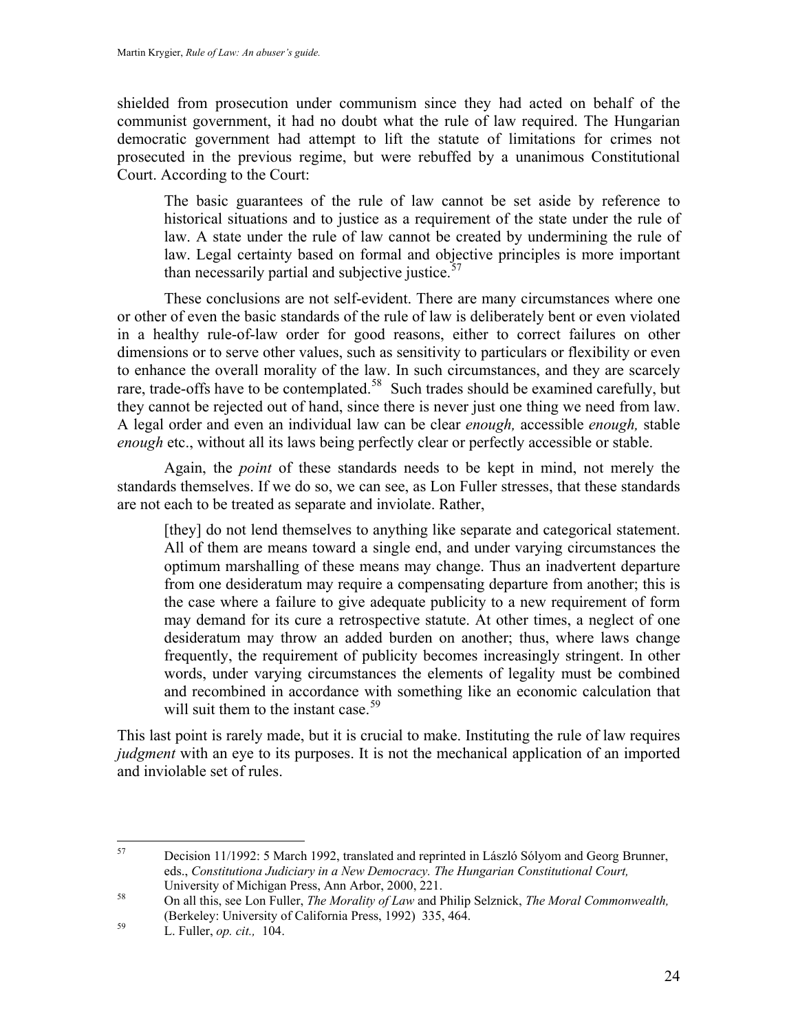shielded from prosecution under communism since they had acted on behalf of the communist government, it had no doubt what the rule of law required. The Hungarian democratic government had attempt to lift the statute of limitations for crimes not prosecuted in the previous regime, but were rebuffed by a unanimous Constitutional Court. According to the Court:

> The basic guarantees of the rule of law cannot be set aside by reference to historical situations and to justice as a requirement of the state under the rule of law. A state under the rule of law cannot be created by undermining the rule of law. Legal certainty based on formal and objective principles is more important than necessarily partial and subjective justice.[57]

These conclusions are not self-evident. There are many circumstances where one or other of even the basic standards of the rule of law is deliberately bent or even violated in a healthy rule-of-law order for good reasons, either to correct failures on other dimensions or to serve other values, such as sensitivity to particulars or flexibility or even to enhance the overall morality of the law. In such circumstances, and they are scarcely rare, trade-offs have to be contemplated.[58] Such trades should be examined carefully, but they cannot be rejected out of hand, since there is never just one thing we need from law. A legal order and even an individual law can be clear *enough,* accessible *enough,* stable *enough* etc., without all its laws being perfectly clear or perfectly accessible or stable.

Again, the *point* of these standards needs to be kept in mind, not merely the standards themselves. If we do so, we can see, as Lon Fuller stresses, that these standards are not each to be treated as separate and inviolate. Rather,

> [they] do not lend themselves to anything like separate and categorical statement. All of them are means toward a single end, and under varying circumstances the optimum marshalling of these means may change. Thus an inadvertent departure from one desideratum may require a compensating departure from another; this is the case where a failure to give adequate publicity to a new requirement of form may demand for its cure a retrospective statute. At other times, a neglect of one desideratum may throw an added burden on another; thus, where laws change frequently, the requirement of publicity becomes increasingly stringent. In other words, under varying circumstances the elements of legality must be combined and recombined in accordance with something like an economic calculation that will suit them to the instant case.[59]

This last point is rarely made, but it is crucial to make. Instituting the rule of law requires *judgment* with an eye to its purposes. It is not the mechanical application of an imported and inviolable set of rules.

---

[57] Decision 11/1992: 5 March 1992, translated and reprinted in László Sólyom and Georg Brunner, eds., *Constitutiona Judiciary in a New Democracy. The Hungarian Constitutional Court,* University of Michigan Press, Ann Arbor, 2000, 221.

[58] On all this, see Lon Fuller, *The Morality of Law* and Philip Selznick, *The Moral Commonwealth,* (Berkeley: University of California Press, 1992) 335, 464.

[59] L. Fuller, *op. cit.,* 104.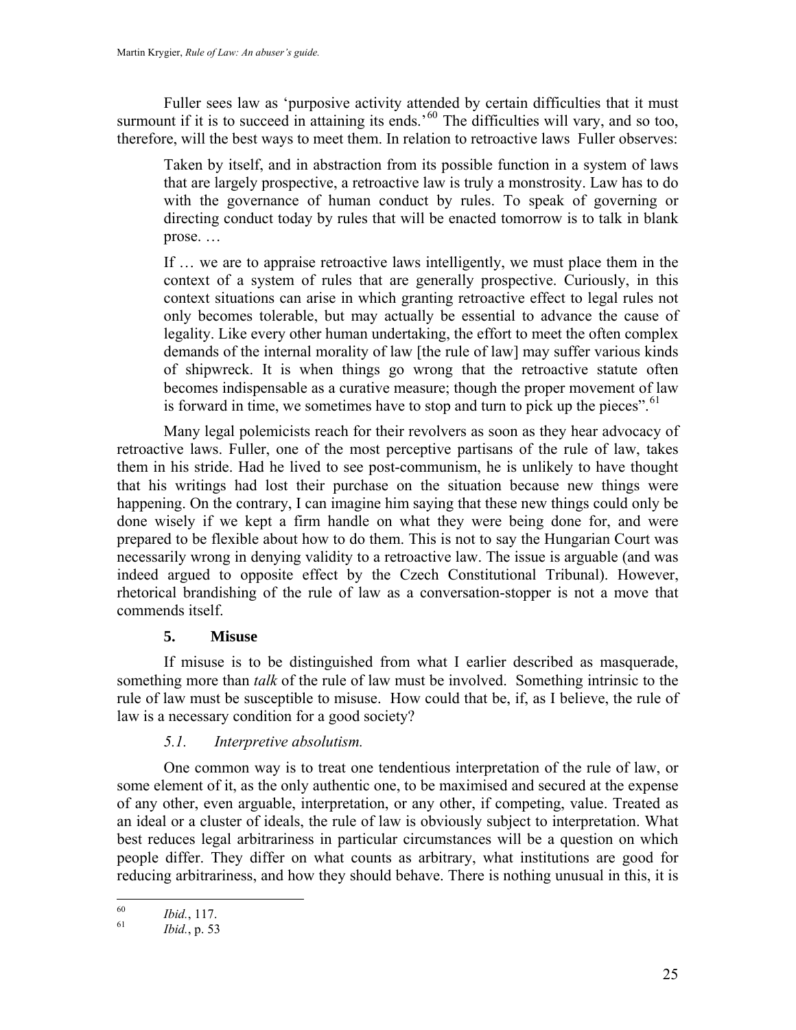Fuller sees law as 'purposive activity attended by certain difficulties that it must surmount if it is to succeed in attaining its ends.'[60] The difficulties will vary, and so too, therefore, will the best ways to meet them. In relation to retroactive laws Fuller observes:

> Taken by itself, and in abstraction from its possible function in a system of laws that are largely prospective, a retroactive law is truly a monstrosity. Law has to do with the governance of human conduct by rules. To speak of governing or directing conduct today by rules that will be enacted tomorrow is to talk in blank prose. …
>
> If … we are to appraise retroactive laws intelligently, we must place them in the context of a system of rules that are generally prospective. Curiously, in this context situations can arise in which granting retroactive effect to legal rules not only becomes tolerable, but may actually be essential to advance the cause of legality. Like every other human undertaking, the effort to meet the often complex demands of the internal morality of law [the rule of law] may suffer various kinds of shipwreck. It is when things go wrong that the retroactive statute often becomes indispensable as a curative measure; though the proper movement of law is forward in time, we sometimes have to stop and turn to pick up the pieces".[61]

Many legal polemicists reach for their revolvers as soon as they hear advocacy of retroactive laws. Fuller, one of the most perceptive partisans of the rule of law, takes them in his stride. Had he lived to see post-communism, he is unlikely to have thought that his writings had lost their purchase on the situation because new things were happening. On the contrary, I can imagine him saying that these new things could only be done wisely if we kept a firm handle on what they were being done for, and were prepared to be flexible about how to do them. This is not to say the Hungarian Court was necessarily wrong in denying validity to a retroactive law. The issue is arguable (and was indeed argued to opposite effect by the Czech Constitutional Tribunal). However, rhetorical brandishing of the rule of law as a conversation-stopper is not a move that commends itself.

## 5. Misuse

If misuse is to be distinguished from what I earlier described as masquerade, something more than *talk* of the rule of law must be involved. Something intrinsic to the rule of law must be susceptible to misuse. How could that be, if, as I believe, the rule of law is a necessary condition for a good society?

### *5.1. Interpretive absolutism.*

One common way is to treat one tendentious interpretation of the rule of law, or some element of it, as the only authentic one, to be maximised and secured at the expense of any other, even arguable, interpretation, or any other, if competing, value. Treated as an ideal or a cluster of ideals, the rule of law is obviously subject to interpretation. What best reduces legal arbitrariness in particular circumstances will be a question on which people differ. They differ on what counts as arbitrary, what institutions are good for reducing arbitrariness, and how they should behave. There is nothing unusual in this, it is

---

[60] *Ibid.*, 117.

[61] *Ibid.*, p. 53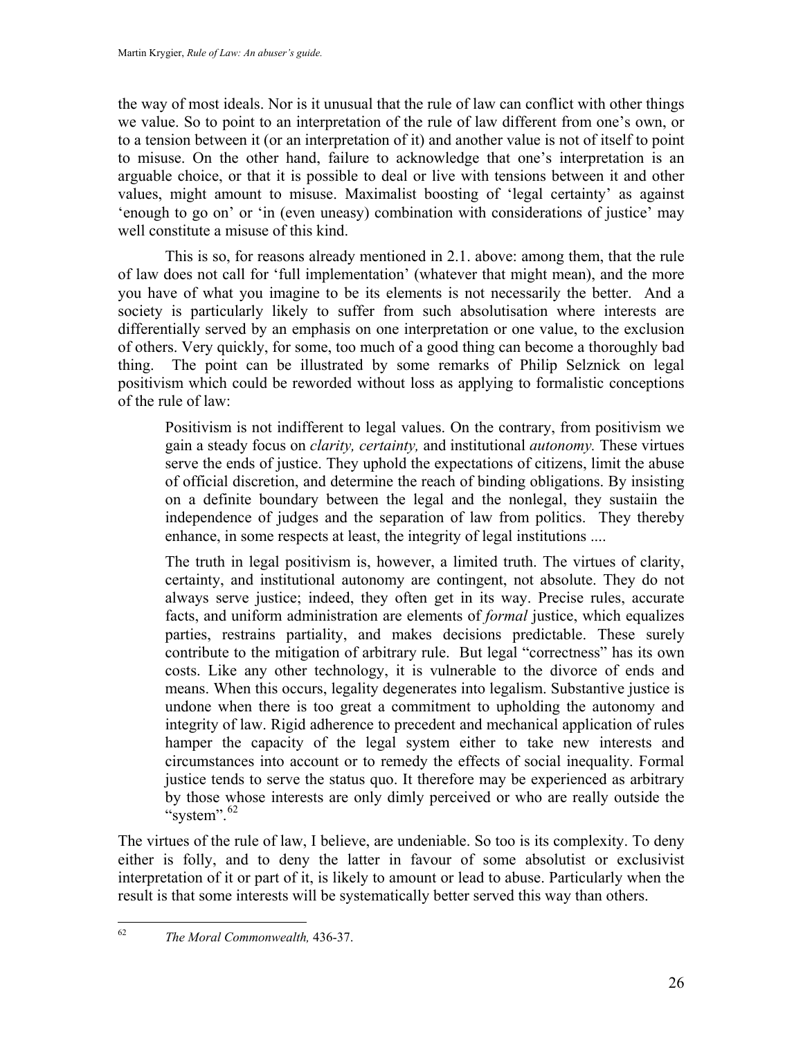the way of most ideals. Nor is it unusual that the rule of law can conflict with other things we value. So to point to an interpretation of the rule of law different from one's own, or to a tension between it (or an interpretation of it) and another value is not of itself to point to misuse. On the other hand, failure to acknowledge that one's interpretation is an arguable choice, or that it is possible to deal or live with tensions between it and other values, might amount to misuse. Maximalist boosting of 'legal certainty' as against 'enough to go on' or 'in (even uneasy) combination with considerations of justice' may well constitute a misuse of this kind.

This is so, for reasons already mentioned in 2.1. above: among them, that the rule of law does not call for 'full implementation' (whatever that might mean), and the more you have of what you imagine to be its elements is not necessarily the better. And a society is particularly likely to suffer from such absolutisation where interests are differentially served by an emphasis on one interpretation or one value, to the exclusion of others. Very quickly, for some, too much of a good thing can become a thoroughly bad thing. The point can be illustrated by some remarks of Philip Selznick on legal positivism which could be reworded without loss as applying to formalistic conceptions of the rule of law:

> Positivism is not indifferent to legal values. On the contrary, from positivism we gain a steady focus on *clarity, certainty,* and institutional *autonomy.* These virtues serve the ends of justice. They uphold the expectations of citizens, limit the abuse of official discretion, and determine the reach of binding obligations. By insisting on a definite boundary between the legal and the nonlegal, they sustaiin the independence of judges and the separation of law from politics. They thereby enhance, in some respects at least, the integrity of legal institutions ....
>
> The truth in legal positivism is, however, a limited truth. The virtues of clarity, certainty, and institutional autonomy are contingent, not absolute. They do not always serve justice; indeed, they often get in its way. Precise rules, accurate facts, and uniform administration are elements of *formal* justice, which equalizes parties, restrains partiality, and makes decisions predictable. These surely contribute to the mitigation of arbitrary rule. But legal "correctness" has its own costs. Like any other technology, it is vulnerable to the divorce of ends and means. When this occurs, legality degenerates into legalism. Substantive justice is undone when there is too great a commitment to upholding the autonomy and integrity of law. Rigid adherence to precedent and mechanical application of rules hamper the capacity of the legal system either to take new interests and circumstances into account or to remedy the effects of social inequality. Formal justice tends to serve the status quo. It therefore may be experienced as arbitrary by those whose interests are only dimly perceived or who are really outside the "system".[62]

The virtues of the rule of law, I believe, are undeniable. So too is its complexity. To deny either is folly, and to deny the latter in favour of some absolutist or exclusivist interpretation of it or part of it, is likely to amount or lead to abuse. Particularly when the result is that some interests will be systematically better served this way than others.

[62] *The Moral Commonwealth,* 436-37.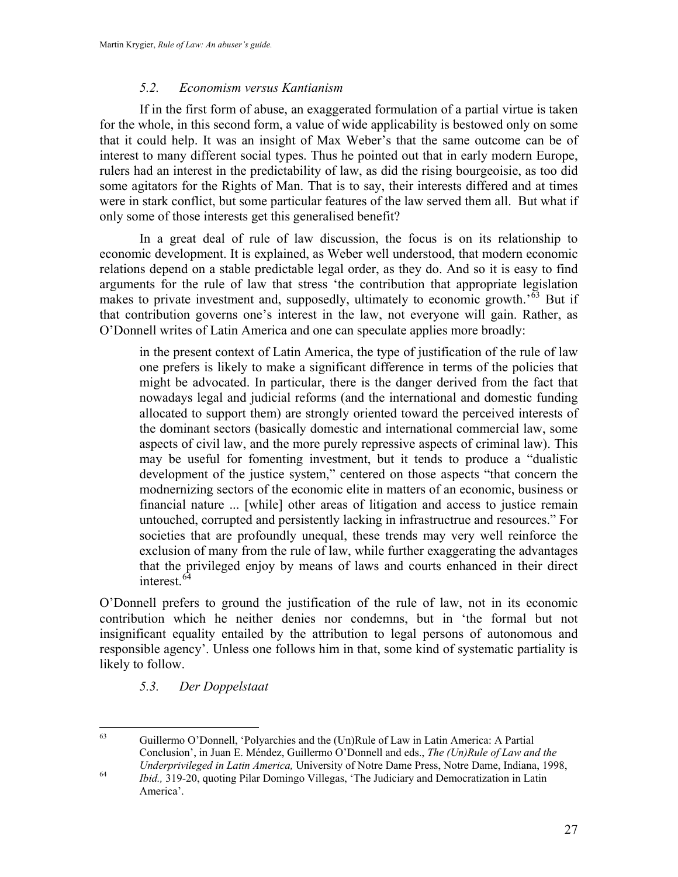### *5.2. Economism versus Kantianism*

If in the first form of abuse, an exaggerated formulation of a partial virtue is taken for the whole, in this second form, a value of wide applicability is bestowed only on some that it could help. It was an insight of Max Weber's that the same outcome can be of interest to many different social types. Thus he pointed out that in early modern Europe, rulers had an interest in the predictability of law, as did the rising bourgeoisie, as too did some agitators for the Rights of Man. That is to say, their interests differed and at times were in stark conflict, but some particular features of the law served them all. But what if only some of those interests get this generalised benefit?

In a great deal of rule of law discussion, the focus is on its relationship to economic development. It is explained, as Weber well understood, that modern economic relations depend on a stable predictable legal order, as they do. And so it is easy to find arguments for the rule of law that stress 'the contribution that appropriate legislation makes to private investment and, supposedly, ultimately to economic growth.'[63] But if that contribution governs one's interest in the law, not everyone will gain. Rather, as O'Donnell writes of Latin America and one can speculate applies more broadly:

> in the present context of Latin America, the type of justification of the rule of law one prefers is likely to make a significant difference in terms of the policies that might be advocated. In particular, there is the danger derived from the fact that nowadays legal and judicial reforms (and the international and domestic funding allocated to support them) are strongly oriented toward the perceived interests of the dominant sectors (basically domestic and international commercial law, some aspects of civil law, and the more purely repressive aspects of criminal law). This may be useful for fomenting investment, but it tends to produce a "dualistic development of the justice system," centered on those aspects "that concern the modnernizing sectors of the economic elite in matters of an economic, business or financial nature ... [while] other areas of litigation and access to justice remain untouched, corrupted and persistently lacking in infrastructrue and resources." For societies that are profoundly unequal, these trends may very well reinforce the exclusion of many from the rule of law, while further exaggerating the advantages that the privileged enjoy by means of laws and courts enhanced in their direct interest.[64]

O'Donnell prefers to ground the justification of the rule of law, not in its economic contribution which he neither denies nor condemns, but in 'the formal but not insignificant equality entailed by the attribution to legal persons of autonomous and responsible agency'. Unless one follows him in that, some kind of systematic partiality is likely to follow.

### *5.3. Der Doppelstaat*

---

[63] Guillermo O'Donnell, 'Polyarchies and the (Un)Rule of Law in Latin America: A Partial Conclusion', in Juan E. Méndez, Guillermo O'Donnell and eds., *The (Un)Rule of Law and the Underprivileged in Latin America,* University of Notre Dame Press, Notre Dame, Indiana, 1998,

[64] *Ibid.,* 319-20, quoting Pilar Domingo Villegas, 'The Judiciary and Democratization in Latin America'.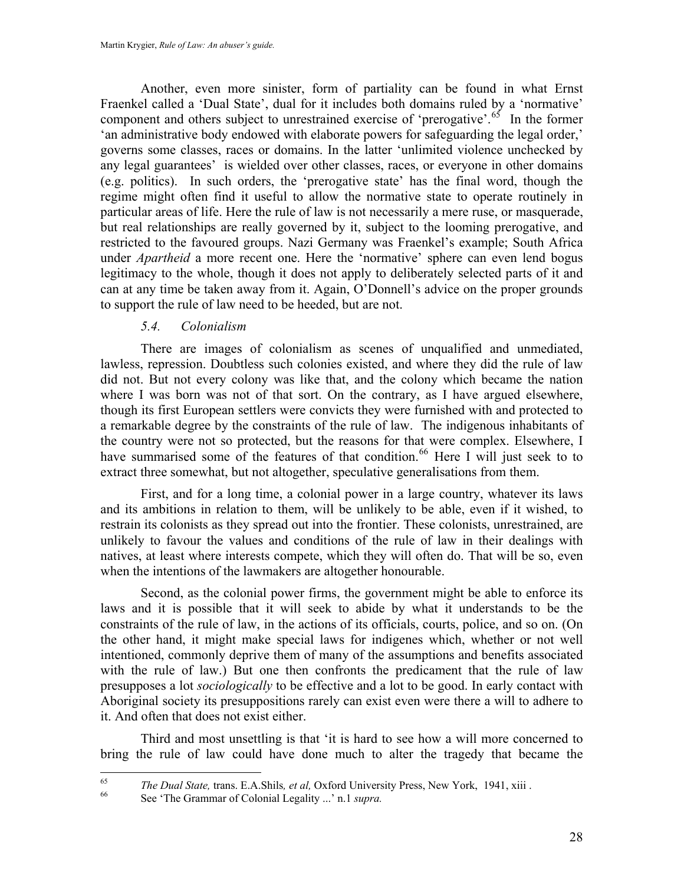Another, even more sinister, form of partiality can be found in what Ernst Fraenkel called a 'Dual State', dual for it includes both domains ruled by a 'normative' component and others subject to unrestrained exercise of 'prerogative'.[65] In the former 'an administrative body endowed with elaborate powers for safeguarding the legal order,' governs some classes, races or domains. In the latter 'unlimited violence unchecked by any legal guarantees' is wielded over other classes, races, or everyone in other domains (e.g. politics). In such orders, the 'prerogative state' has the final word, though the regime might often find it useful to allow the normative state to operate routinely in particular areas of life. Here the rule of law is not necessarily a mere ruse, or masquerade, but real relationships are really governed by it, subject to the looming prerogative, and restricted to the favoured groups. Nazi Germany was Fraenkel's example; South Africa under *Apartheid* a more recent one. Here the 'normative' sphere can even lend bogus legitimacy to the whole, though it does not apply to deliberately selected parts of it and can at any time be taken away from it. Again, O'Donnell's advice on the proper grounds to support the rule of law need to be heeded, but are not.

### *5.4. Colonialism*

There are images of colonialism as scenes of unqualified and unmediated, lawless, repression. Doubtless such colonies existed, and where they did the rule of law did not. But not every colony was like that, and the colony which became the nation where I was born was not of that sort. On the contrary, as I have argued elsewhere, though its first European settlers were convicts they were furnished with and protected to a remarkable degree by the constraints of the rule of law. The indigenous inhabitants of the country were not so protected, but the reasons for that were complex. Elsewhere, I have summarised some of the features of that condition.[66] Here I will just seek to to extract three somewhat, but not altogether, speculative generalisations from them.

First, and for a long time, a colonial power in a large country, whatever its laws and its ambitions in relation to them, will be unlikely to be able, even if it wished, to restrain its colonists as they spread out into the frontier. These colonists, unrestrained, are unlikely to favour the values and conditions of the rule of law in their dealings with natives, at least where interests compete, which they will often do. That will be so, even when the intentions of the lawmakers are altogether honourable.

Second, as the colonial power firms, the government might be able to enforce its laws and it is possible that it will seek to abide by what it understands to be the constraints of the rule of law, in the actions of its officials, courts, police, and so on. (On the other hand, it might make special laws for indigenes which, whether or not well intentioned, commonly deprive them of many of the assumptions and benefits associated with the rule of law.) But one then confronts the predicament that the rule of law presupposes a lot *sociologically* to be effective and a lot to be good. In early contact with Aboriginal society its presuppositions rarely can exist even were there a will to adhere to it. And often that does not exist either.

Third and most unsettling is that 'it is hard to see how a will more concerned to bring the rule of law could have done much to alter the tragedy that became the

---

[65] *The Dual State,* trans. E.A.Shils*, et al,* Oxford University Press, New York, 1941, xiii .

[66] See 'The Grammar of Colonial Legality ...' n.1 *supra.*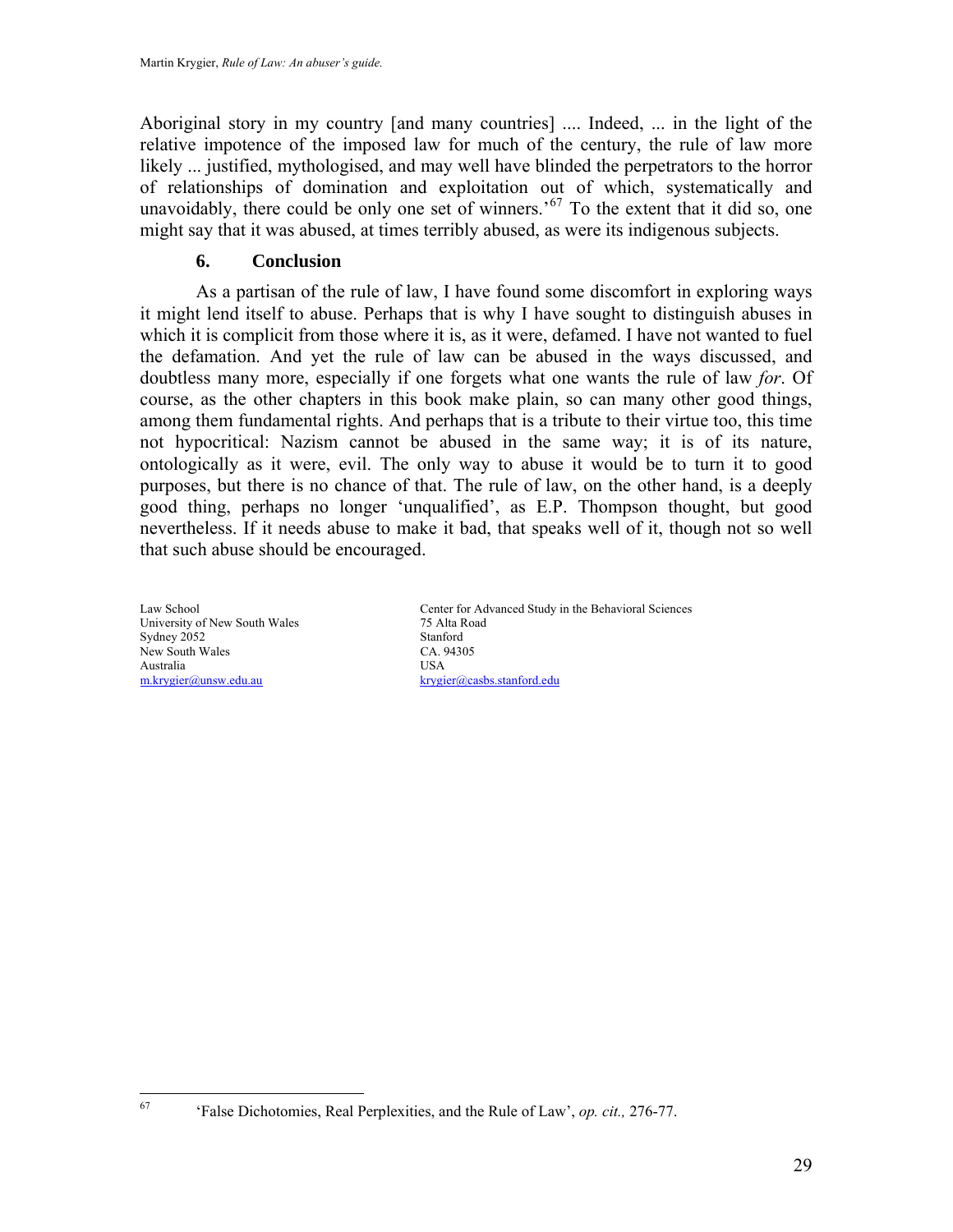Aboriginal story in my country [and many countries] .... Indeed, ... in the light of the relative impotence of the imposed law for much of the century, the rule of law more likely ... justified, mythologised, and may well have blinded the perpetrators to the horror of relationships of domination and exploitation out of which, systematically and unavoidably, there could be only one set of winners.'[67] To the extent that it did so, one might say that it was abused, at times terribly abused, as were its indigenous subjects.

## 6. Conclusion

As a partisan of the rule of law, I have found some discomfort in exploring ways it might lend itself to abuse. Perhaps that is why I have sought to distinguish abuses in which it is complicit from those where it is, as it were, defamed. I have not wanted to fuel the defamation. And yet the rule of law can be abused in the ways discussed, and doubtless many more, especially if one forgets what one wants the rule of law *for*. Of course, as the other chapters in this book make plain, so can many other good things, among them fundamental rights. And perhaps that is a tribute to their virtue too, this time not hypocritical: Nazism cannot be abused in the same way; it is of its nature, ontologically as it were, evil. The only way to abuse it would be to turn it to good purposes, but there is no chance of that. The rule of law, on the other hand, is a deeply good thing, perhaps no longer 'unqualified', as E.P. Thompson thought, but good nevertheless. If it needs abuse to make it bad, that speaks well of it, though not so well that such abuse should be encouraged.

Law School
University of New South Wales
Sydney 2052
New South Wales
Australia
m.krygier@unsw.edu.au

Center for Advanced Study in the Behavioral Sciences
75 Alta Road
Stanford
CA. 94305
USA
krygier@casbs.stanford.edu

---

[67] 'False Dichotomies, Real Perplexities, and the Rule of Law', *op. cit.,* 276-77.